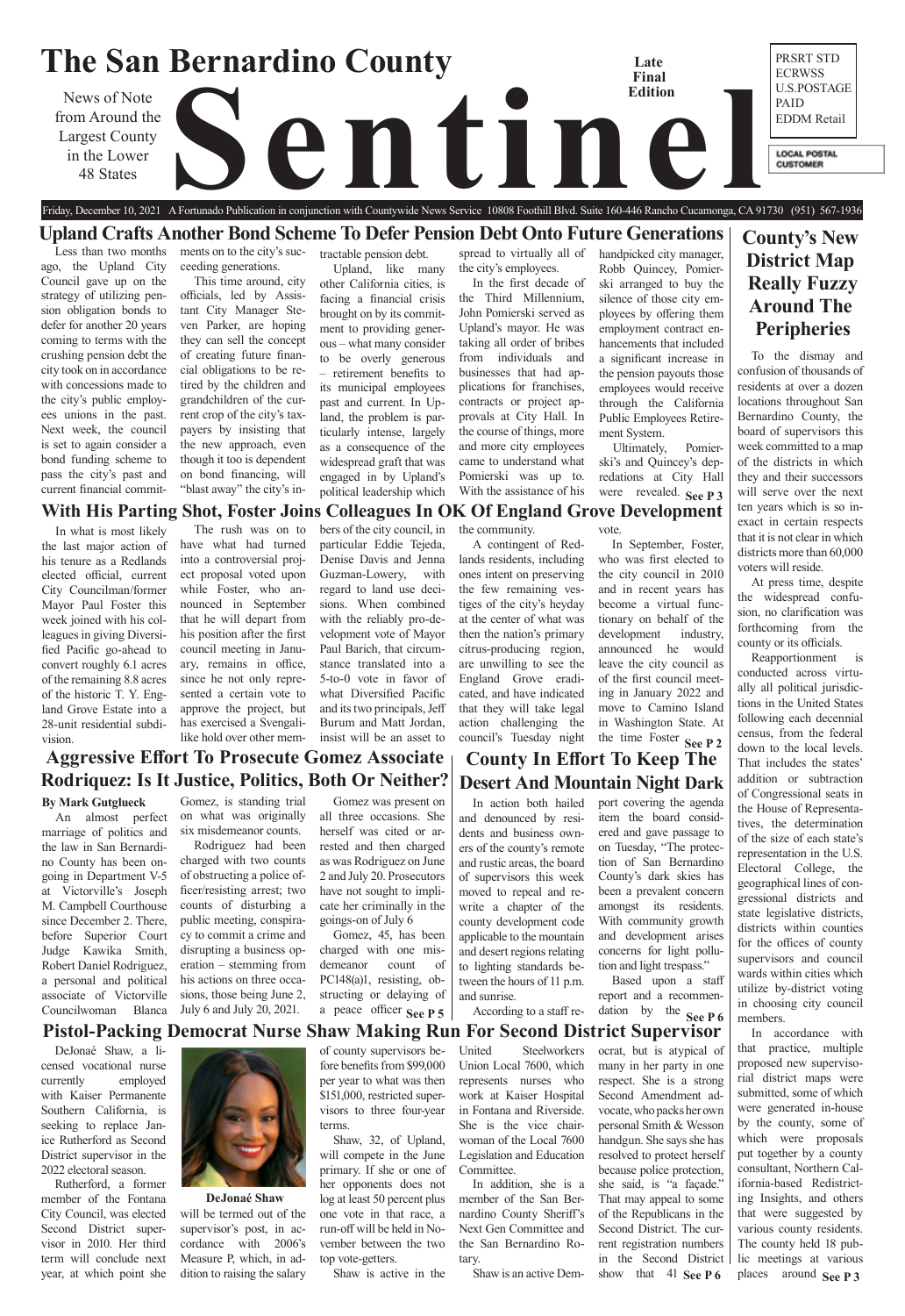# The San Bernardino County Sentinel

News of Note from Around the Largest County in the Lower 48 States

Late Final Edition

PRSRT STD
ECRWSS
U.S.POSTAGE
PAID
EDDM Retail

LOCAL POSTAL CUSTOMER

Friday, December 10, 2021 A Fortunado Publication in conjunction with Countywide News Service 10808 Foothill Blvd. Suite 160-446 Rancho Cucamonga, CA 91730 (951) 567-1936

## Upland Crafts Another Bond Scheme To Defer Pension Debt Onto Future Generations

Less than two months ago, the Upland City Council gave up on the strategy of utilizing pension obligation bonds to defer for another 20 years coming to terms with the crushing pension debt the city took on in accordance with concessions made to the city's public employees unions in the past. Next week, the council is set to again consider a bond funding scheme to pass the city's past and current financial commitments on to the city's succeeding generations.

This time around, city officials, led by Assistant City Manager Steven Parker, are hoping they can sell the concept of creating future financial obligations to be retired by the children and grandchildren of the current crop of the city's taxpayers by insisting that the new approach, even though it too is dependent on bond financing, will "blast away" the city's intractable pension debt.

Upland, like many other California cities, is facing a financial crisis brought on by its commitment to providing generous – what many consider to be overly generous – retirement benefits to its municipal employees past and current. In Upland, the problem is particularly intense, largely as a consequence of the widespread graft that was engaged in by Upland's political leadership which spread to virtually all of the city's employees.

In the first decade of the Third Millennium, John Pomierski served as Upland's mayor. He was taking all order of bribes from individuals and businesses that had applications for franchises, contracts or project approvals at City Hall. In the course of things, more and more city employees came to understand what Pomierski was up to. With the assistance of his handpicked city manager, Robb Quincey, Pomierski arranged to buy the silence of those city employees by offering them employment contract enhancements that included a significant increase in the pension payouts those employees would receive through the California Public Employees Retirement System.

Ultimately, Pomierski's and Quincey's depredations at City Hall were revealed. **See P 3**

## With His Parting Shot, Foster Joins Colleagues In OK Of England Grove Development

In what is most likely the last major action of his tenure as a Redlands elected official, current City Councilman/former Mayor Paul Foster this week joined with his colleagues in giving Diversified Pacific go-ahead to convert roughly 6.1 acres of the remaining 8.8 acres of the historic T. Y. England Grove Estate into a 28-unit residential subdivision.

The rush was on to have what had turned into a controversial project proposal voted upon while Foster, who announced in September that he will depart from his position after the first council meeting in January, remains in office, since he not only represented a certain vote to approve the project, but has exercised a Svengali-like hold over other members of the city council, in particular Eddie Tejeda, Denise Davis and Jenna Guzman-Lowery, with regard to land use decisions. When combined with the reliably pro-development vote of Mayor Paul Barich, that circumstance translated into a 5-to-0 vote in favor of what Diversified Pacific and its two principals, Jeff Burum and Matt Jordan, insist will be an asset to the community.

A contingent of Redlands residents, including ones intent on preserving the few remaining vestiges of the city's heyday at the center of what was then the nation's primary citrus-producing region, are unwilling to see the England Grove eradicated, and have indicated that they will take legal action challenging the council's Tuesday night vote.

In September, Foster, who was first elected to the city council in 2010 and in recent years has become a virtual functionary on behalf of the development industry, announced he would leave the city council as of the first council meeting in January 2022 and move to Camino Island in Washington State. At the time Foster **See P 2**

## County's New District Map Really Fuzzy Around The Peripheries

To the dismay and confusion of thousands of residents at over a dozen locations throughout San Bernardino County, the board of supervisors this week committed to a map of the districts in which they and their successors will serve over the next ten years which is so inexact in certain respects that it is not clear in which districts more than 60,000 voters will reside.

At press time, despite the widespread confusion, no clarification was forthcoming from the county or its officials.

Reapportionment is conducted across virtually all political jurisdictions in the United States following each decennial census, from the federal down to the local levels. That includes the states' addition or subtraction of Congressional seats in the House of Representatives, the determination of the size of each state's representation in the U.S. Electoral College, the geographical lines of congressional districts and state legislative districts, districts within counties for the offices of county supervisors and council wards within cities which utilize by-district voting in choosing city council members.

In accordance with that practice, multiple proposed new supervisorial district maps were submitted, some of which were generated in-house by the county, some of which were proposals put together by a county consultant, Northern California-based Redistricting Insights, and others that were suggested by various county residents. The county held 18 public meetings at various places around **See P 3**

## Aggressive Effort To Prosecute Gomez Associate Rodriquez: Is It Justice, Politics, Both Or Neither?

**By Mark Gutglueck**

An almost perfect marriage of politics and the law in San Bernardino County has been ongoing in Department V-5 at Victorville's Joseph M. Campbell Courthouse since December 2. There, before Superior Court Judge Kawika Smith, Robert Daniel Rodriguez, a personal and political associate of Victorville Councilwoman Blanca Gomez, is standing trial on what was originally six misdemeanor counts.

Rodriguez had been charged with two counts of obstructing a police officer/resisting arrest; two counts of disturbing a public meeting, conspiracy to commit a crime and disrupting a business operation – stemming from his actions on three occasions, those being June 2, July 6 and July 20, 2021.

Gomez was present on all three occasions. She herself was cited or arrested and then charged as was Rodriguez on June 2 and July 20. Prosecutors have not sought to implicate her criminally in the goings-on of July 6

Gomez, 45, has been charged with one misdemeanor count of PC148(a)1, resisting, obstructing or delaying of a peace officer **See P 5**

## County In Effort To Keep The Desert And Mountain Night Dark

In action both hailed and denounced by residents and business owners of the county's remote and rustic areas, the board of supervisors this week moved to repeal and rewrite a chapter of the county development code applicable to the mountain and desert regions relating to lighting standards between the hours of 11 p.m. and sunrise.

According to a staff report covering the agenda item the board considered and gave passage to on Tuesday, "The protection of San Bernardino County's dark skies has been a prevalent concern amongst its residents. With community growth and development arises concerns for light pollution and light trespass."

Based upon a staff report and a recommendation by the **See P 6**

## Pistol-Packing Democrat Nurse Shaw Making Run For Second District Supervisor

DeJonaé Shaw, a licensed vocational nurse currently employed with Kaiser Permanente Southern California, is seeking to replace Janice Rutherford as Second District supervisor in the 2022 electoral season.

Rutherford, a former member of the Fontana City Council, was elected Second District supervisor in 2010. Her third term will conclude next year, at which point she will be termed out of the supervisor's post, in accordance with 2006's Measure P, which, in addition to raising the salary of county supervisors before benefits from $99,000 per year to what was then $151,000, restricted supervisors to three four-year terms.

**DeJonaé Shaw**

Shaw, 32, of Upland, will compete in the June primary. If she or one of her opponents does not log at least 50 percent plus one vote in that race, a run-off will be held in November between the two top vote-getters.

Shaw is active in the United Steelworkers Union Local 7600, which represents nurses who work at Kaiser Hospital in Fontana and Riverside. She is the vice chairwoman of the Local 7600 Legislation and Education Committee.

In addition, she is a member of the San Bernardino County Sheriff's Next Gen Committee and the San Bernardino Rotary.

Shaw is an active Democrat, but is atypical of many in her party in one respect. She is a strong Second Amendment advocate, who packs her own personal Smith & Wesson handgun. She says she has resolved to protect herself because police protection, she said, is "a façade." That may appeal to some of the Republicans in the Second District. The current registration numbers in the Second District show that 41 **See P 6**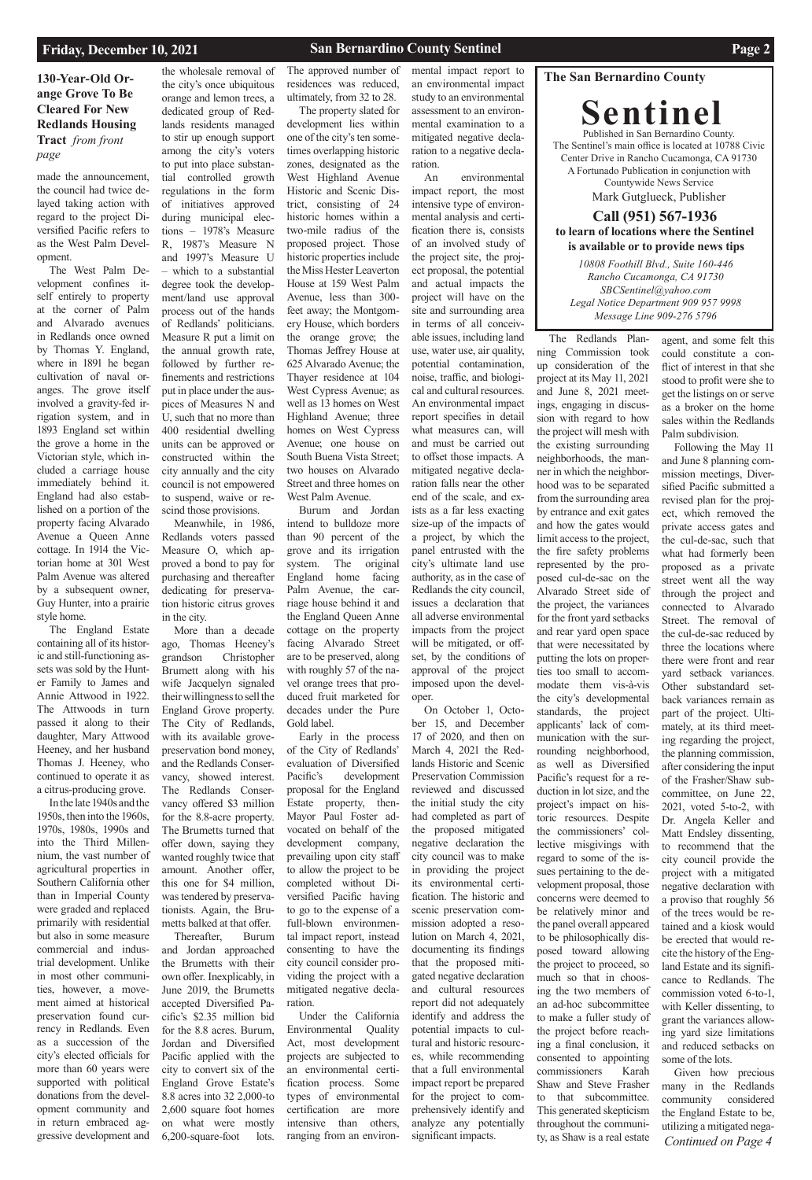## 130-Year-Old Orange Grove To Be Cleared For New Redlands Housing Tract *from front page*

made the announcement, the council had twice delayed taking action with regard to the project Diversified Pacific refers to as the West Palm Development.

The West Palm Development confines itself entirely to property at the corner of Palm and Alvarado avenues in Redlands once owned by Thomas Y. England, where in 1891 he began cultivation of naval oranges. The grove itself involved a gravity-fed irrigation system, and in 1893 England set within the grove a home in the Victorian style, which included a carriage house immediately behind it. England had also established on a portion of the property facing Alvarado Avenue a Queen Anne cottage. In 1914 the Victorian home at 301 West Palm Avenue was altered by a subsequent owner, Guy Hunter, into a prairie style home.

The England Estate containing all of its historic and still-functioning assets was sold by the Hunter Family to James and Annie Attwood in 1922. The Attwoods in turn passed it along to their daughter, Mary Attwood Heeney, and her husband Thomas J. Heeney, who continued to operate it as a citrus-producing grove.

In the late 1940s and the 1950s, then into the 1960s, 1970s, 1980s, 1990s and into the Third Millennium, the vast number of agricultural properties in Southern California other than in Imperial County were graded and replaced primarily with residential but also in some measure commercial and industrial development. Unlike in most other communities, however, a movement aimed at historical preservation found currency in Redlands. Even as a succession of the city's elected officials for more than 60 years were supported with political donations from the development community and in return embraced aggressive development and the wholesale removal of the city's once ubiquitous orange and lemon trees, a dedicated group of Redlands residents managed to stir up enough support among the city's voters to put into place substantial controlled growth regulations in the form of initiatives approved during municipal elections – 1978's Measure R, 1987's Measure N and 1997's Measure U – which to a substantial degree took the development/land use approval process out of the hands of Redlands' politicians. Measure R put a limit on the annual growth rate, followed by further refinements and restrictions put in place under the auspices of Measures N and U, such that no more than 400 residential dwelling units can be approved or constructed within the city annually and the city council is not empowered to suspend, waive or rescind those provisions.

Meanwhile, in 1986, Redlands voters passed Measure O, which approved a bond to pay for purchasing and thereafter dedicating for preservation historic citrus groves in the city.

More than a decade ago, Thomas Heeney's grandson Christopher Brumett along with his wife Jacquelyn signaled their willingness to sell the England Grove property. The City of Redlands, with its available grove-preservation bond money, and the Redlands Conservancy, showed interest. The Redlands Conservancy offered $3 million for the 8.8-acre property. The Brumetts turned that offer down, saying they wanted roughly twice that amount. Another offer, this one for $4 million, was tendered by preservationists. Again, the Brumetts balked at that offer.

Thereafter, Burum and Jordan approached the Brumetts with their own offer. Inexplicably, in June 2019, the Brumetts accepted Diversified Pacific's $2.35 million bid for the 8.8 acres. Burum, Jordan and Diversified Pacific applied with the city to convert six of the England Grove Estate's 8.8 acres into 32 2,000-to 2,600 square foot homes on what were mostly 6,200-square-foot lots. The approved number of residences was reduced, ultimately, from 32 to 28.

The property slated for development lies within one of the city's ten sometimes overlapping historic zones, designated as the West Highland Avenue Historic and Scenic District, consisting of 24 historic homes within a two-mile radius of the proposed project. Those historic properties include the Miss Hester Leaverton House at 159 West Palm Avenue, less than 300-feet away; the Montgomery House, which borders the orange grove; the Thomas Jeffrey House at 625 Alvarado Avenue; the Thayer residence at 104 West Cypress Avenue; as well as 13 homes on West Highland Avenue; three homes on West Cypress Avenue; one house on South Buena Vista Street; two houses on Alvarado Street and three homes on West Palm Avenue.

Burum and Jordan intend to bulldoze more than 90 percent of the grove and its irrigation system. The original England home facing Palm Avenue, the carriage house behind it and the England Queen Anne cottage on the property facing Alvarado Street are to be preserved, along with roughly 57 of the navel orange trees that produced fruit marketed for decades under the Pure Gold label.

Early in the process of the City of Redlands' evaluation of Diversified Pacific's development proposal for the England Estate property, then-Mayor Paul Foster advocated on behalf of the development company, prevailing upon city staff to allow the project to be completed without Diversified Pacific having to go to the expense of a full-blown environmental impact report, instead consenting to have the city council consider providing the project with a mitigated negative declaration.

Under the California Environmental Quality Act, most development projects are subjected to an environmental certification process. Some types of environmental certification are more intensive than others, ranging from an environmental impact report to an environmental impact study to an environmental assessment to an environmental examination to a mitigated negative declaration to a negative declaration.

An environmental impact report, the most intensive type of environmental analysis and certification there is, consists of an involved study of the project site, the project proposal, the potential and actual impacts the project will have on the site and surrounding area in terms of all conceivable issues, including land use, water use, air quality, potential contamination, noise, traffic, and biological and cultural resources. An environmental impact report specifies in detail what measures can, will and must be carried out to offset those impacts. A mitigated negative declaration falls near the other end of the scale, and exists as a far less exacting size-up of the impacts of a project, by which the panel entrusted with the city's ultimate land use authority, as in the case of Redlands the city council, issues a declaration that all adverse environmental impacts from the project will be mitigated, or offset, by the conditions of approval of the project imposed upon the developer.

On October 1, October 15, and December 17 of 2020, and then on March 4, 2021 the Redlands Historic and Scenic Preservation Commission reviewed and discussed the initial study the city had completed as part of the proposed mitigated negative declaration the city council was to make in providing the project its environmental certification. The historic and scenic preservation commission adopted a resolution on March 4, 2021, documenting its findings that the proposed mitigated negative declaration and cultural resources report did not adequately identify and address the potential impacts to cultural and historic resources, while recommending that a full environmental impact report be prepared for the project to comprehensively identify and analyze any potentially significant impacts.

The Redlands Planning Commission took up consideration of the project at its May 11, 2021 and June 8, 2021 meetings, engaging in discussion with regard to how the project will mesh with the existing surrounding neighborhoods, the manner in which the neighborhood was to be separated from the surrounding area by entrance and exit gates and how the gates would limit access to the project, the fire safety problems represented by the proposed cul-de-sac on the Alvarado Street side of the project, the variances for the front yard setbacks and rear yard open space that were necessitated by putting the lots on properties too small to accommodate them vis-à-vis the city's developmental standards, the project applicants' lack of communication with the surrounding neighborhood, as well as Diversified Pacific's request for a reduction in lot size, and the project's impact on historic resources. Despite the commissioners' collective misgivings with regard to some of the issues pertaining to the development proposal, those concerns were deemed to be relatively minor and the panel overall appeared to be philosophically disposed toward allowing the project to proceed, so much so that in choosing the two members of an ad-hoc subcommittee to make a fuller study of the project before reaching a final conclusion, it consented to appointing commissioners Karah Shaw and Steve Frasher to that subcommittee. This generated skepticism throughout the community, as Shaw is a real estate agent, and some felt this could constitute a conflict of interest in that she stood to profit were she to get the listings on or serve as a broker on the home sales within the Redlands Palm subdivision.

Following the May 11 and June 8 planning commission meetings, Diversified Pacific submitted a revised plan for the project, which removed the private access gates and the cul-de-sac, such that what had formerly been proposed as a private street went all the way through the project and connected to Alvarado Street. The removal of the cul-de-sac reduced by three the locations where there were front and rear yard setback variances. Other substandard setback variances remain as part of the project. Ultimately, at its third meeting regarding the project, the planning commission, after considering the input of the Frasher/Shaw subcommittee, on June 22, 2021, voted 5-to-2, with Dr. Angela Keller and Matt Endsley dissenting, to recommend that the city council provide the project with a mitigated negative declaration with a proviso that roughly 56 of the trees would be retained and a kiosk would be erected that would recite the history of the England Estate and its significance to Redlands. The commission voted 6-to-1, with Keller dissenting, to grant the variances allowing yard size limitations and reduced setbacks on some of the lots.

Given how precious many in the Redlands community considered the England Estate to be, utilizing a mitigated nega-

*Continued on Page 4*

---

**The San Bernardino County**

# Sentinel

Published in San Bernardino County.
The Sentinel's main office is located at 10788 Civic Center Drive in Rancho Cucamonga, CA 91730
A Fortunado Publication in conjunction with Countywide News Service
Mark Gutglueck, Publisher

**Call (951) 567-1936 to learn of locations where the Sentinel is available or to provide news tips**

*10808 Foothill Blvd., Suite 160-446*
*Rancho Cucamonga, CA 91730*
*SBCSentinel@yahoo.com*
*Legal Notice Department 909 957 9998*
*Message Line 909-276 5796*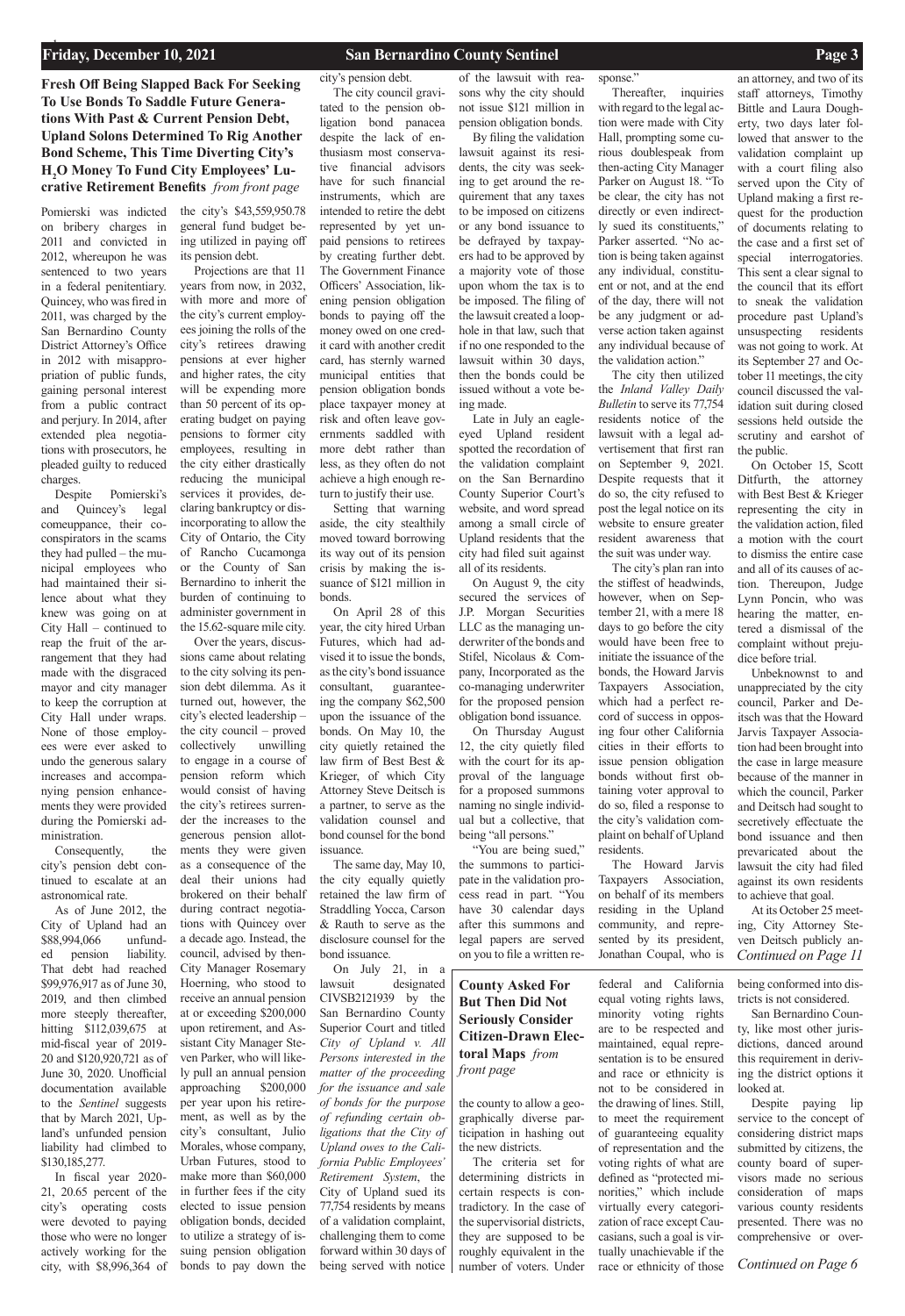**Fresh Off Being Slapped Back For Seeking To Use Bonds To Saddle Future Generations With Past & Current Pension Debt, Upland Solons Determined To Rig Another Bond Scheme, This Time Diverting City's $H_2O$ Money To Fund City Employees' Lucrative Retirement Benefits** *from front page*

Pomierski was indicted on bribery charges in 2011 and convicted in 2012, whereupon he was sentenced to two years in a federal penitentiary. Quincey, who was fired in 2011, was charged by the San Bernardino County District Attorney's Office in 2012 with misappropriation of public funds, gaining personal interest from a public contract and perjury. In 2014, after extended plea negotiations with prosecutors, he pleaded guilty to reduced charges.

Despite Pomierski's and Quincey's legal comeuppance, their co-conspirators in the scams they had pulled – the municipal employees who had maintained their silence about what they knew was going on at City Hall – continued to reap the fruit of the arrangement that they had made with the disgraced mayor and city manager to keep the corruption at City Hall under wraps. None of those employees were ever asked to undo the generous salary increases and accompanying pension enhancements they were provided during the Pomierski administration.

Consequently, the city's pension debt continued to escalate at an astronomical rate.

As of June 2012, the City of Upland had an $88,994,066 unfunded pension liability. That debt had reached $99,976,917 as of June 30, 2019, and then climbed more steeply thereafter, hitting $112,039,675 at mid-fiscal year of 2019-20 and $120,920,721 as of June 30, 2020. Unofficial documentation available to the *Sentinel* suggests that by March 2021, Upland's unfunded pension liability had climbed to $130,185,277.

In fiscal year 2020-21, 20.65 percent of the city's operating costs were devoted to paying those who were no longer actively working for the city, with $8,996,364 of the city's $43,559,950.78 general fund budget being utilized in paying off its pension debt.

Projections are that 11 years from now, in 2032, with more and more of the city's current employees joining the rolls of the city's retirees drawing pensions at ever higher and higher rates, the city will be expending more than 50 percent of its operating budget on paying pensions to former city employees, resulting in the city either drastically reducing the municipal services it provides, declaring bankruptcy or disincorporating to allow the City of Ontario, the City of Rancho Cucamonga or the County of San Bernardino to inherit the burden of continuing to administer government in the 15.62-square mile city.

Over the years, discussions came about relating to the city solving its pension debt dilemma. As it turned out, however, the city's elected leadership – the city council – proved collectively unwilling to engage in a course of pension reform which would consist of having the city's retirees surrender the increases to the generous pension allotments they were given as a consequence of the deal their unions had brokered on their behalf during contract negotiations with Quincey over a decade ago. Instead, the council, advised by then-City Manager Rosemary Hoerning, who stood to receive an annual pension at or exceeding $200,000 upon retirement, and Assistant City Manager Steven Parker, who will likely pull an annual pension approaching $200,000 per year upon his retirement, as well as by the city's consultant, Julio Morales, whose company, Urban Futures, stood to make more than $60,000 in further fees if the city elected to issue pension obligation bonds, decided to utilize a strategy of issuing pension obligation bonds to pay down the city's pension debt.

The city council gravitated to the pension obligation bond panacea despite the lack of enthusiasm most conservative financial advisors have for such financial instruments, which are intended to retire the debt represented by yet unpaid pensions to retirees by creating further debt. The Government Finance Officers' Association, likening pension obligation bonds to paying off the money owed on one credit card with another credit card, has sternly warned municipal entities that pension obligation bonds place taxpayer money at risk and often leave governments saddled with more debt rather than less, as they often do not achieve a high enough return to justify their use.

Setting that warning aside, the city stealthily moved toward borrowing its way out of its pension crisis by making the issuance of $121 million in bonds.

On April 28 of this year, the city hired Urban Futures, which had advised it to issue the bonds, as the city's bond issuance consultant, guaranteeing the company $62,500 upon the issuance of the bonds. On May 10, the city quietly retained the law firm of Best Best & Krieger, of which City Attorney Steve Deitsch is a partner, to serve as the validation counsel and bond counsel for the bond issuance.

The same day, May 10, the city equally quietly retained the law firm of Straddling Yocca, Carson & Rauth to serve as the disclosure counsel for the bond issuance.

On July 21, in a lawsuit designated CIVSB2121939 by the San Bernardino County Superior Court and titled *City of Upland v. All Persons interested in the matter of the proceeding for the issuance and sale of bonds for the purpose of refunding certain obligations that the City of Upland owes to the California Public Employees' Retirement System*, the City of Upland sued its 77,754 residents by means of a validation complaint, challenging them to come forward within 30 days of being served with notice of the lawsuit with reasons why the city should not issue $121 million in pension obligation bonds.

By filing the validation lawsuit against its residents, the city was seeking to get around the requirement that any taxes to be imposed on citizens or any bond issuance to be defrayed by taxpayers had to be approved by a majority vote of those upon whom the tax is to be imposed. The filing of the lawsuit created a loophole in that law, such that if no one responded to the lawsuit within 30 days, then the bonds could be issued without a vote being made.

Late in July an eagle-eyed Upland resident spotted the recordation of the validation complaint on the San Bernardino County Superior Court's website, and word spread among a small circle of Upland residents that the city had filed suit against all of its residents.

On August 9, the city secured the services of J.P. Morgan Securities LLC as the managing underwriter of the bonds and Stifel, Nicolaus & Company, Incorporated as the co-managing underwriter for the proposed pension obligation bond issuance.

On Thursday August 12, the city quietly filed with the court for its approval of the language for a proposed summons naming no single individual but a collective, that being "all persons."

"You are being sued," the summons to participate in the validation process read in part. "You have 30 calendar days after this summons and legal papers are served on you to file a written response."

Thereafter, inquiries with regard to the legal action were made with City Hall, prompting some curious doublespeak from then-acting City Manager Parker on August 18. "To be clear, the city has not directly or even indirectly sued its constituents," Parker asserted. "No action is being taken against any individual, constituent or not, and at the end of the day, there will not be any judgment or adverse action taken against any individual because of the validation action."

The city then utilized the *Inland Valley Daily Bulletin* to serve its 77,754 residents notice of the lawsuit with a legal advertisement that first ran on September 9, 2021. Despite requests that it do so, the city refused to post the legal notice on its website to ensure greater resident awareness that the suit was under way.

The city's plan ran into the stiffest of headwinds, however, when on September 21, with a mere 18 days to go before the city would have been free to initiate the issuance of the bonds, the Howard Jarvis Taxpayers Association, which had a perfect record of success in opposing four other California cities in their efforts to issue pension obligation bonds without first obtaining voter approval to do so, filed a response to the city's validation complaint on behalf of Upland residents.

The Howard Jarvis Taxpayers Association, on behalf of its members residing in the Upland community, and represented by its president, Jonathan Coupal, who is an attorney, and two of its staff attorneys, Timothy Bittle and Laura Dougherty, two days later followed that answer to the validation complaint up with a court filing also served upon the City of Upland making a first request for the production of documents relating to the case and a first set of special interrogatories. This sent a clear signal to the council that its effort to sneak the validation procedure past Upland's unsuspecting residents was not going to work. At its September 27 and October 11 meetings, the city council discussed the validation suit during closed sessions held outside the scrutiny and earshot of the public.

On October 15, Scott Ditfurth, the attorney with Best Best & Krieger representing the city in the validation action, filed a motion with the court to dismiss the entire case and all of its causes of action. Thereupon, Judge Lynn Poncin, who was hearing the matter, entered a dismissal of the complaint without prejudice before trial.

Unbeknownst to and unappreciated by the city council, Parker and Deitsch was that the Howard Jarvis Taxpayer Association had been brought into the case in large measure because of the manner in which the council, Parker and Deitsch had sought to secretively effectuate the bond issuance and then prevaricated about the lawsuit the city had filed against its own residents to achieve that goal.

At its October 25 meeting, City Attorney Steven Deitsch publicly an-

*Continued on Page 11*

**County Asked For But Then Did Not Seriously Consider Citizen-Drawn Electoral Maps** *from front page*

the county to allow a geographically diverse participation in hashing out the new districts.

The criteria set for determining districts in certain respects is contradictory. In the case of the supervisorial districts, they are supposed to be roughly equivalent in the number of voters. Under federal and California equal voting rights laws, minority voting rights are to be respected and maintained, equal representation is to be ensured and race or ethnicity is not to be considered in the drawing of lines. Still, to meet the requirement of guaranteeing equality of representation and the voting rights of what are defined as "protected minorities," which include virtually every categorization of race except Caucasians, such a goal is virtually unachievable if the race or ethnicity of those being conformed into districts is not considered.

San Bernardino County, like most other jurisdictions, danced around this requirement in deriving the district options it looked at.

Despite paying lip service to the concept of considering district maps submitted by citizens, the county board of supervisors made no serious consideration of maps various county residents presented. There was no comprehensive or over-

*Continued on Page 6*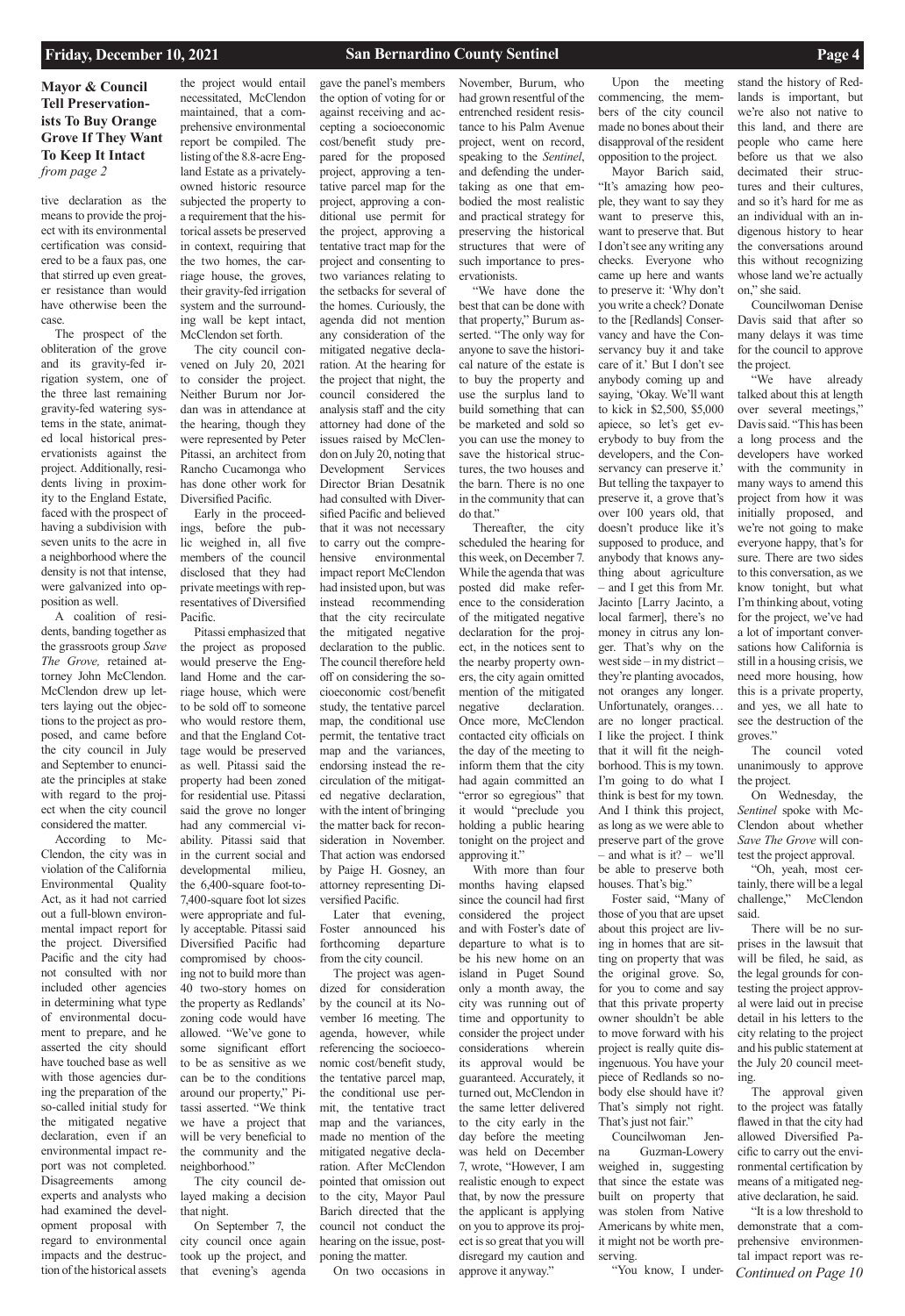## Mayor & Council Tell Preservationists To Buy Orange Grove If They Want To Keep It Intact

*from page 2*

tive declaration as the means to provide the project with its environmental certification was considered to be a faux pas, one that stirred up even greater resistance than would have otherwise been the case.

The prospect of the obliteration of the grove and its gravity-fed irrigation system, one of the three last remaining gravity-fed watering systems in the state, animated local historical preservationists against the project. Additionally, residents living in proximity to the England Estate, faced with the prospect of having a subdivision with seven units to the acre in a neighborhood where the density is not that intense, were galvanized into opposition as well.

A coalition of residents, banding together as the grassroots group *Save The Grove,* retained attorney John McClendon. McClendon drew up letters laying out the objections to the project as proposed, and came before the city council in July and September to enunciate the principles at stake with regard to the project when the city council considered the matter.

According to McClendon, the city was in violation of the California Environmental Quality Act, as it had not carried out a full-blown environmental impact report for the project. Diversified Pacific and the city had not consulted with nor included other agencies in determining what type of environmental document to prepare, and he asserted the city should have touched base as well with those agencies during the preparation of the so-called initial study for the mitigated negative declaration, even if an environmental impact report was not completed. Disagreements among experts and analysts who had examined the development proposal with regard to environmental impacts and the destruction of the historical assets the project would entail necessitated, McClendon maintained, that a comprehensive environmental report be compiled. The listing of the 8.8-acre England Estate as a privately-owned historic resource subjected the property to a requirement that the historical assets be preserved in context, requiring that the two homes, the carriage house, the groves, their gravity-fed irrigation system and the surrounding wall be kept intact, McClendon set forth.

The city council convened on July 20, 2021 to consider the project. Neither Burum nor Jordan was in attendance at the hearing, though they were represented by Peter Pitassi, an architect from Rancho Cucamonga who has done other work for Diversified Pacific.

Early in the proceedings, before the public weighed in, all five members of the council disclosed that they had private meetings with representatives of Diversified Pacific.

Pitassi emphasized that the project as proposed would preserve the England Home and the carriage house, which were to be sold off to someone who would restore them, and that the England Cottage would be preserved as well. Pitassi said the property had been zoned for residential use. Pitassi said the grove no longer had any commercial viability. Pitassi said that in the current social and developmental milieu, the 6,400-square foot-to-7,400-square foot lot sizes were appropriate and fully acceptable. Pitassi said Diversified Pacific had compromised by choosing not to build more than 40 two-story homes on the property as Redlands' zoning code would have allowed. "We've gone to some significant effort to be as sensitive as we can be to the conditions around our property," Pitassi asserted. "We think we have a project that will be very beneficial to the community and the neighborhood."

The city council delayed making a decision that night.

On September 7, the city council once again took up the project, and that evening's agenda gave the panel's members the option of voting for or against receiving and accepting a socioeconomic cost/benefit study prepared for the proposed project, approving a tentative parcel map for the project, approving a conditional use permit for the project, approving a tentative tract map for the project and consenting to two variances relating to the setbacks for several of the homes. Curiously, the agenda did not mention any consideration of the mitigated negative declaration. At the hearing for the project that night, the council considered the analysis staff and the city attorney had done of the issues raised by McClendon on July 20, noting that Development Services Director Brian Desatnik had consulted with Diversified Pacific and believed that it was not necessary to carry out the comprehensive environmental impact report McClendon had insisted upon, but was instead recommending that the city recirculate the mitigated negative declaration to the public. The council therefore held off on considering the socioeconomic cost/benefit study, the tentative parcel map, the conditional use permit, the tentative tract map and the variances, endorsing instead the recirculation of the mitigated negative declaration, with the intent of bringing the matter back for reconsideration in November. That action was endorsed by Paige H. Gosney, an attorney representing Diversified Pacific.

Later that evening, Foster announced his forthcoming departure from the city council.

The project was agendized for consideration by the council at its November 16 meeting. The agenda, however, while referencing the socioeconomic cost/benefit study, the tentative parcel map, the conditional use permit, the tentative tract map and the variances, made no mention of the mitigated negative declaration. After McClendon pointed that omission out to the city, Mayor Paul Barich directed that the council not conduct the hearing on the issue, postponing the matter.

On two occasions in November, Burum, who had grown resentful of the entrenched resident resistance to his Palm Avenue project, went on record, speaking to the *Sentinel*, and defending the undertaking as one that embodied the most realistic and practical strategy for preserving the historical structures that were of such importance to preservationists.

"We have done the best that can be done with that property," Burum asserted. "The only way for anyone to save the historical nature of the estate is to buy the property and use the surplus land to build something that can be marketed and sold so you can use the money to save the historical structures, the two houses and the barn. There is no one in the community that can do that."

Thereafter, the city scheduled the hearing for this week, on December 7. While the agenda that was posted did make reference to the consideration of the mitigated negative declaration for the project, in the notices sent to the nearby property owners, the city again omitted mention of the mitigated negative declaration. Once more, McClendon contacted city officials on the day of the meeting to inform them that the city had again committed an "error so egregious" that it would "preclude you holding a public hearing tonight on the project and approving it."

With more than four months having elapsed since the council had first considered the project and with Foster's date of departure to what is to be his new home on an island in Puget Sound only a month away, the city was running out of time and opportunity to consider the project under considerations wherein its approval would be guaranteed. Accurately, it turned out, McClendon in the same letter delivered to the city early in the day before the meeting was held on December 7, wrote, "However, I am realistic enough to expect that, by now the pressure the applicant is applying on you to approve its project is so great that you will disregard my caution and approve it anyway."

Upon the meeting commencing, the members of the city council made no bones about their disapproval of the resident opposition to the project.

Mayor Barich said, "It's amazing how people, they want to say they want to preserve this, want to preserve that. But I don't see any writing any checks. Everyone who came up here and wants to preserve it: 'Why don't you write a check? Donate to the [Redlands] Conservancy and have the Conservancy buy it and take care of it.' But I don't see anybody coming up and saying, 'Okay. We'll want to kick in $2,500, $5,000 apiece, so let's get everybody to buy from the developers, and the Conservancy can preserve it.' But telling the taxpayer to preserve it, a grove that's over 100 years old, that doesn't produce like it's supposed to produce, and anybody that knows anything about agriculture – and I get this from Mr. Jacinto [Larry Jacinto, a local farmer], there's no money in citrus any longer. That's why on the west side – in my district – they're planting avocados, not oranges any longer. Unfortunately, oranges… are no longer practical. I like the project. I think that it will fit the neighborhood. This is my town. I'm going to do what I think is best for my town. And I think this project, as long as we were able to preserve part of the grove – and what is it? – we'll be able to preserve both houses. That's big."

Foster said, "Many of those of you that are upset about this project are living in homes that are sitting on property that was the original grove. So, for you to come and say that this private property owner shouldn't be able to move forward with his project is really quite disingenuous. You have your piece of Redlands so nobody else should have it? That's simply not right. That's just not fair."

Councilwoman Jenna Guzman-Lowery weighed in, suggesting that since the estate was built on property that was stolen from Native Americans by white men, it might not be worth preserving.

"You know, I understand the history of Redlands is important, but we're also not native to this land, and there are people who came here before us that we also decimated their structures and their cultures, and so it's hard for me as an individual with an indigenous history to hear the conversations around this without recognizing whose land we're actually on," she said.

Councilwoman Denise Davis said that after so many delays it was time for the council to approve the project.

"We have already talked about this at length over several meetings," Davis said. "This has been a long process and the developers have worked with the community in many ways to amend this project from how it was initially proposed, and we're not going to make everyone happy, that's for sure. There are two sides to this conversation, as we know tonight, but what I'm thinking about, voting for the project, we've had a lot of important conversations how California is still in a housing crisis, we need more housing, how this is a private property, and yes, we all hate to see the destruction of the groves."

The council voted unanimously to approve the project.

On Wednesday, the *Sentinel* spoke with McClendon about whether *Save The Grove* will contest the project approval.

"Oh, yeah, most certainly, there will be a legal challenge," McClendon said.

There will be no surprises in the lawsuit that will be filed, he said, as the legal grounds for contesting the project approval were laid out in precise detail in his letters to the city relating to the project and his public statement at the July 20 council meeting.

The approval given to the project was fatally flawed in that the city had allowed Diversified Pacific to carry out the environmental certification by means of a mitigated negative declaration, he said.

"It is a low threshold to demonstrate that a comprehensive environmental impact report was re-

*Continued on Page 10*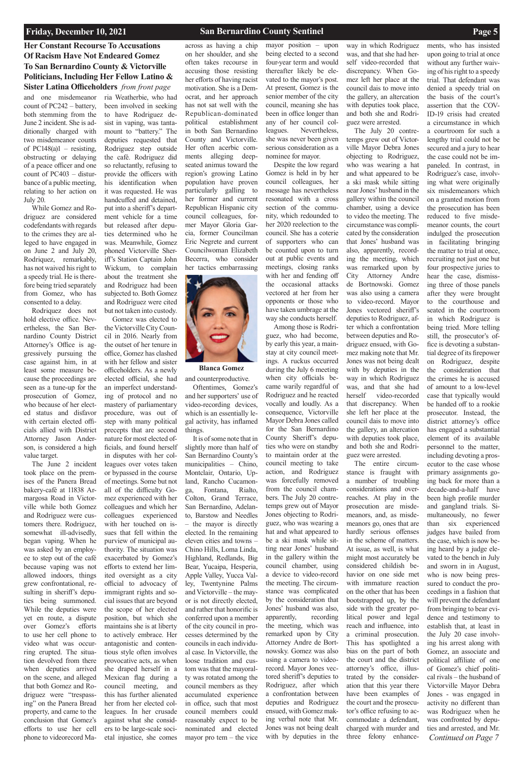## Her Constant Recourse To Accusations Of Racism Have Not Endeared Gomez To San Bernardino County & Victorville Politicians, Including Her Fellow Latino & Sister Latina Officeholders *from front page*

and one misdemeanor count of PC242 – battery, both stemming from the June 2 incident. She is additionally charged with two misdemeanor counts of PC148(a)l – resisting, obstructing or delaying of a peace officer and one count of PC403 – disturbance of a public meeting, relating to her action on July 20.

While Gomez and Rodriguez are considered codefendants with regards to the crimes they are alleged to have engaged in on June 2 and July 20, Rodriquez, remarkably, has not waived his right to a speedy trial. He is therefore being tried separately from Gomez, who has consented to a delay.

Rodriquez does not hold elective office. Nevertheless, the San Bernardino County District Attorney's Office is aggressively pursuing the case against him, in at least some measure because the proceedings are seen as a tune-up for the prosecution of Gomez, who because of her elected status and disfavor with certain elected officials allied with District Attorney Jason Anderson, is considered a high value target.

The June 2 incident took place on the premises of the Panera Bread bakery-café at 11838 Armargosa Road in Victorville while both Gomez and Rodriguez were customers there. Rodriguez, somewhat ill-advisedly, began vaping. When he was asked by an employee to step out of the café because vaping was not allowed indoors, things grew confrontational, resulting in sheriff's deputies being summoned. While the deputies were yet en route, a dispute over Gomez's efforts to use her cell phone to video what was occurring erupted. The situation devolved from there when deputies arrived on the scene, and alleged that both Gomez and Rodriguez were "trespassing" on the Panera Bread property, and came to the conclusion that Gomez's efforts to use her cell phone to videorecord Maria Weatherbie, who had been involved in seeking to have Rodriguez desist in vaping, was tantamount to "battery." The deputies requested that Rodriguez step outside the café. Rodriguez did so reluctantly, refusing to provide the officers with his identification when it was requested. He was handcuffed and detained, put into a sheriff's department vehicle for a time but released after deputies determined who he was. Meanwhile, Gomez phoned Victorville Sheriff's Station Captain John Wickum, to complain about the treatment she and Rodriguez had been subjected to. Both Gomez and Rodriguez were cited but not taken into custody.

Gomez was elected to the Victorville City Council in 2016. Nearly from the outset of her tenure in office, Gomez has clashed with her fellow and sister officeholders. As a newly elected official, she had an imperfect understanding of protocol and no mastery of parliamentary procedure, was out of step with many political precepts that are second nature for most elected officials, and found herself in disputes with her colleagues over votes taken or bypassed in the course of meetings. Some but not all of the difficulty Gomez experienced with her colleagues and which her colleagues experienced with her touched on issues that fell within the purview of municipal authority. The situation was exacerbated by Gomez's efforts to extend her limited oversight as a city official to advocacy of immigrant rights and social issues that are beyond the scope of her elected position, but which she maintains she is at liberty to actively embrace. Her antagonistic and contentious style often involves provocative acts, as when she draped herself in a Mexican flag during a council meeting, and this has further alienated her from her elected colleagues. In her crusade against what she considers to be large-scale societal injustice, she comes across as having a chip on her shoulder, and she often takes recourse in accusing those resisting her efforts of having racist motivation. She is a Democrat, and her approach has not sat well with the Republican-dominated political establishment in both San Bernardino County and Victorville. Her often acerbic comments alleging deep-seated animus toward the region's growing Latino population have proven particularly galling to her former and current Republican Hispanic city council colleagues, former Mayor Gloria Garcia, former Councilman Eric Negrete and current Councilwoman Elizabeth Becerra, who consider her tactics embarrassing and counterproductive.

**Blanca Gomez**

Oftentimes, Gomez's and her supporters' use of video-recording devices, which is an essentially legal activity, has inflamed things.

It is of some note that in slightly more than half of San Bernardino County's municipalities – Chino, Montclair, Ontario, Upland, Rancho Cucamonga, Fontana, Rialto, Colton, Grand Terrace, San Bernardino, Adelanto, to Barstow and Needles – the mayor is directly elected. In the remaining eleven cities and towns – Chino Hills, Loma Linda, Highland, Redlands, Big Bear, Yucaipa, Hesperia, Apple Valley, Yucca Valley, Twentynine Palms and Victorville – the mayor is not directly elected, and rather that honorific is conferred upon a member of the city council in processes determined by the councils in each individual case. In Victorville, the loose tradition and custom was that the mayoralty was rotated among the council members as they accumulated experience in office, such that most council members could reasonably expect to be nominated and elected mayor pro tem – the vice mayor position – upon being elected to a second four-year term and would thereafter likely be elevated to the mayor's post. At present, Gomez is the senior member of the city council, meaning she has been in office longer than any of her council colleagues. Nevertheless, she was never been given serious consideration as a nominee for mayor.

Despite the low regard Gomez is held in by her council colleagues, her message has nevertheless resonated with a cross section of the community, which redounded to her 2020 reelection to the council. She has a coterie of supporters who can be counted upon to turn out at public events and meetings, closing ranks with her and fending off the occasional attacks vectored at her from her opponents or those who have taken umbrage at the way she conducts herself.

Among those is Rodriguez, who had become, by early this year, a mainstay at city council meetings. A ruckus occurred during the July 6 meeting when city officials became warily regardful of Rodriguez and he reacted vocally and loudly. As a consequence, Victorville Mayor Debra Jones called for the San Bernardino County Sheriff's deputies who were on standby to maintain order at the council meeting to take action, and Rodriguez was forcefully removed from the council chambers. The July 20 contretemps grew out of Mayor Jones objecting to Rodriguez, who was wearing a hat and what appeared to be a ski mask while sitting near Jones' husband in the gallery within the council chamber, using a device to video-record the meeting. The circumstance was complicated by the consideration that Jones' husband was also, apparently, recording the meeting, which was remarked upon by City Attorney Andre de Bortnowsky. Gomez was also using a camera to video-record. Mayor Jones vectored sheriff's deputies to Rodriguez, after which a confrontation between deputies and Rodriguez ensued, with Gomez making verbal note that Mr. Jones was not being dealt with by deputies in the way in which Rodriguez was, and that she had herself video-recorded that discrepancy. When Gomez left her place at the council dais to move into the gallery, an altercation with deputies took place, and both she and Rodriguez were arrested.

The July 20 contretemps grew out of Victorville Mayor Debra Jones objecting to Rodriguez, who was wearing a hat and what appeared to be a ski mask while sitting near Jones' husband in the gallery within the council chamber, using a device to video the meeting. The circumstance was complicated by the consideration that Jones' husband was also, apparently, recording the meeting, which was remarked upon by City Attorney Andre de Bortnowski. Gomez was also using a camera to video-record. Mayor Jones vectored sheriff's deputies to Rodriguez, after which a confrontation between deputies and Rodriguez ensued, with Gomez making note that Mr. Jones was not being dealt with by deputies in the way in which Rodriguez was, and that she had herself video-recorded that discrepancy. When she left her place at the council dais to move into the gallery, an altercation with deputies took place, and both she and Rodriguez were arrested.

The entire circumstance is fraught with a number of troubling considerations and overreaches. At play in the prosecution are misdemeanors, and, as misdemeanors go, ones that are hardly serious offenses in the scheme of matters. At issue, as well, is what might most accurately be considered childish behavior on one side met with immature reaction on the other that has been bootstrapped up, by the side with the greater political power and legal reach and influence, into a criminal prosecution. This has spotlighted a bias on the part of both the court and the district attorney's office, illustrated by the consideration that this year there have been examples of the court and the prosecutor's office refusing to accommodate a defendant, charged with murder and three felony enhancements, who has insisted upon going to trial at once without any further waiving of his right to a speedy trial. That defendant was denied a speedy trial on the basis of the court's assertion that the COVID-19 crisis had created a circumstance in which a courtroom for such a lengthy trial could not be secured and a jury to hear the case could not be impaneled. In contrast, in Rodriguez's case, involving what were originally six misdemeanors which on a granted motion from the prosecution has been reduced to five misdemeanor counts, the court indulged the prosecution in facilitating bringing the matter to trial at once, recruiting not just one but four prospective juries to hear the case, dismissing three of those panels after they were brought to the courthouse and seated in the courtroom in which Rodriguez is being tried. More telling still, the prosecutor's office is devoting a substantial degree of its firepower on Rodriguez, despite the consideration that the crimes he is accused of amount to a low-level case that typically would be handed off to a rookie prosecutor. Instead, the district attorney's office has engaged a substantial element of its available personnel to the matter, including devoting a prosecutor to the case whose primary assignments going back for more than a decade-and-a-half have been high profile murder and gangland trials. Simultaneously, no fewer than six experienced judges have bailed from the case, which is now being heard by a judge elevated to the bench in July and sworn in in August, who is now being pressured to conduct the proceedings in a fashion that will prevent the defendant from bringing to bear evidence and testimony to establish that, at least in the July 20 case involving his arrest along with Gomez, an associate and political affiliate of one of Gomez's chief political rivals – the husband of Victorville Mayor Debra Jones - was engaged in activity no different than was Rodriguez when he was confronted by deputies and arrested, and Mr.

*Continued on Page 7*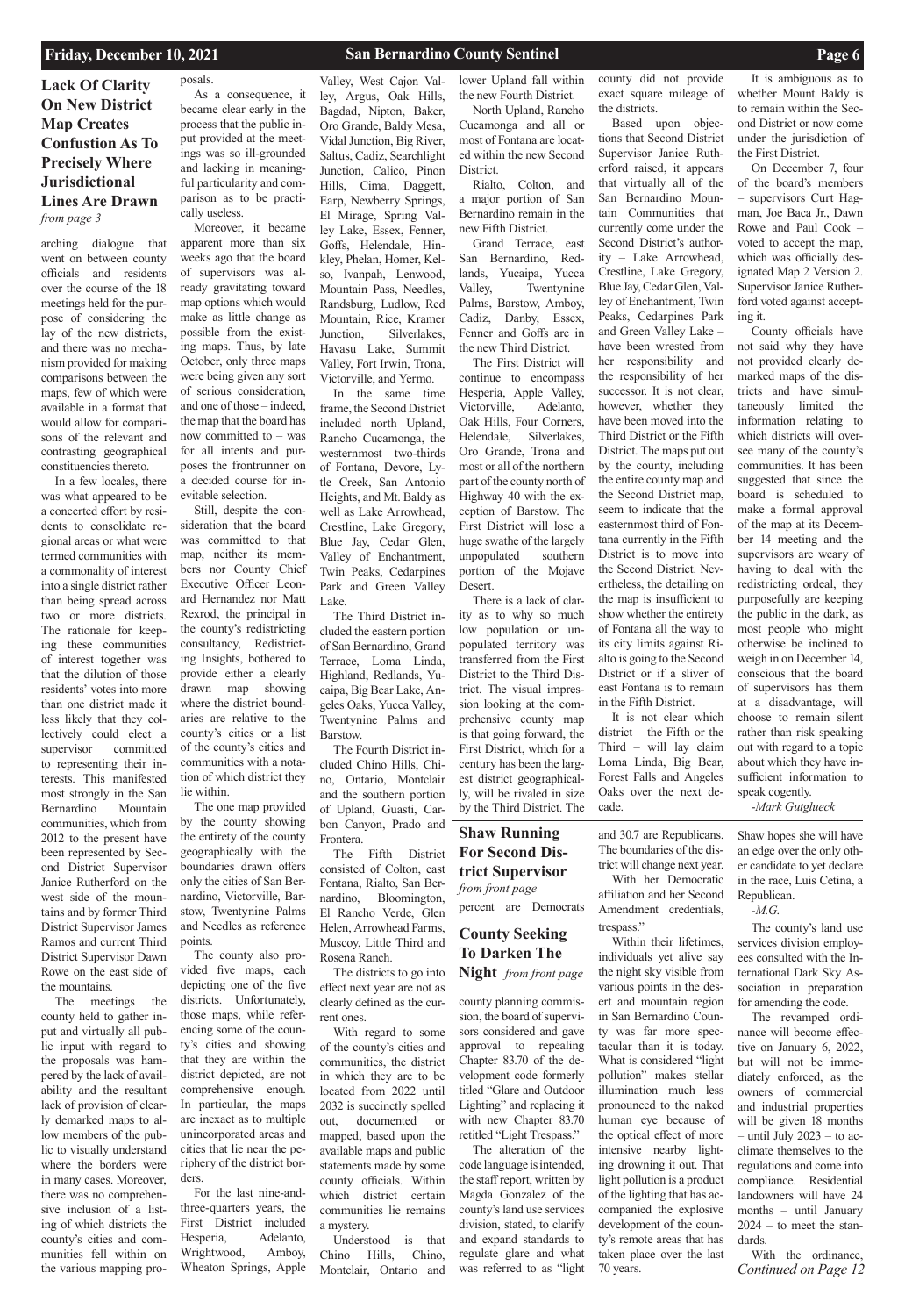## Lack Of Clarity On New District Map Creates Confusion As To Precisely Where Jurisdictional Lines Are Drawn

*from page 3*

arching dialogue that went on between county officials and residents over the course of the 18 meetings held for the purpose of considering the lay of the new districts, and there was no mechanism provided for making comparisons between the maps, few of which were available in a format that would allow for comparisons of the relevant and contrasting geographical constituencies thereto.

In a few locales, there was what appeared to be a concerted effort by residents to consolidate regional areas or what were termed communities with a commonality of interest into a single district rather than being spread across two or more districts. The rationale for keeping these communities of interest together was that the dilution of those residents' votes into more than one district made it less likely that they collectively could elect a supervisor committed to representing their interests. This manifested most strongly in the San Bernardino Mountain communities, which from 2012 to the present have been represented by Second District Supervisor Janice Rutherford on the west side of the mountains and by former Third District Supervisor James Ramos and current Third District Supervisor Dawn Rowe on the east side of the mountains.

The meetings the county held to gather input and virtually all public input with regard to the proposals was hampered by the lack of availability and the resultant lack of provision of clearly demarked maps to allow members of the public to visually understand where the borders were in many cases. Moreover, there was no comprehensive inclusion of a listing of which districts the county's cities and communities fell within on the various mapping proposals.

As a consequence, it became clear early in the process that the public input provided at the meetings was so ill-grounded and lacking in meaningful particularity and comparison as to be practically useless.

Moreover, it became apparent more than six weeks ago that the board of supervisors was already gravitating toward map options which would make as little change as possible from the existing maps. Thus, by late October, only three maps were being given any sort of serious consideration, and one of those – indeed, the map that the board has now committed to – was for all intents and purposes the frontrunner on a decided course for inevitable selection.

Still, despite the consideration that the board was committed to that map, neither its members nor County Chief Executive Officer Leonard Hernandez nor Matt Rexrod, the principal in the county's redistricting consultancy, Redistricting Insights, bothered to provide either a clearly drawn map showing where the district boundaries are relative to the county's cities or a list of the county's cities and communities with a notation of which district they lie within.

The one map provided by the county showing the entirety of the county geographically with the boundaries drawn offers only the cities of San Bernardino, Victorville, Barstow, Twentynine Palms and Needles as reference points.

The county also provided five maps, each depicting one of the five districts. Unfortunately, those maps, while referencing some of the county's cities and showing that they are within the district depicted, are not comprehensive enough. In particular, the maps are inexact as to multiple unincorporated areas and cities that lie near the periphery of the district borders.

For the last nine-and-three-quarters years, the First District included Hesperia, Adelanto, Wrightwood, Amboy, Wheaton Springs, Apple Valley, West Cajon Valley, Argus, Oak Hills, Bagdad, Nipton, Baker, Oro Grande, Baldy Mesa, Vidal Junction, Big River, Saltus, Cadiz, Searchlight Junction, Calico, Pinon Hills, Cima, Daggett, Earp, Newberry Springs, El Mirage, Spring Valley Lake, Essex, Fenner, Goffs, Helendale, Hinkley, Phelan, Homer, Kelso, Ivanpah, Lenwood, Mountain Pass, Needles, Randsburg, Ludlow, Red Mountain, Rice, Kramer Junction, Silverlakes, Havasu Lake, Summit Valley, Fort Irwin, Trona, Victorville, and Yermo.

In the same time frame, the Second District included north Upland, Rancho Cucamonga, the westernmost two-thirds of Fontana, Devore, Lytle Creek, San Antonio Heights, and Mt. Baldy as well as Lake Arrowhead, Crestline, Lake Gregory, Blue Jay, Cedar Glen, Valley of Enchantment, Twin Peaks, Cedarpines Park and Green Valley Lake.

The Third District included the eastern portion of San Bernardino, Grand Terrace, Loma Linda, Highland, Redlands, Yucaipa, Big Bear Lake, Angeles Oaks, Yucca Valley, Twentynine Palms and Barstow.

The Fourth District included Chino Hills, Chino, Ontario, Montclair and the southern portion of Upland, Guasti, Carbon Canyon, Prado and Frontera.

The Fifth District consisted of Colton, east Fontana, Rialto, San Bernardino, Bloomington, El Rancho Verde, Glen Helen, Arrowhead Farms, Muscoy, Little Third and Rosena Ranch.

The districts to go into effect next year are not as clearly defined as the current ones.

With regard to some of the county's cities and communities, the district in which they are to be located from 2022 until 2032 is succinctly spelled out, documented or mapped, based upon the available maps and public statements made by some county officials. Within which district certain communities lie remains a mystery.

Understood is that Chino Hills, Chino, Montclair, Ontario and lower Upland fall within the new Fourth District.

North Upland, Rancho Cucamonga and all or most of Fontana are located within the new Second District.

Rialto, Colton, and a major portion of San Bernardino remain in the new Fifth District.

Grand Terrace, east San Bernardino, Redlands, Yucaipa, Yucca Valley, Twentynine Palms, Barstow, Amboy, Cadiz, Danby, Essex, Fenner and Goffs are in the new Third District.

The First District will continue to encompass Hesperia, Apple Valley, Victorville, Adelanto, Oak Hills, Four Corners, Helendale, Silverlakes, Oro Grande, Trona and most or all of the northern part of the county north of Highway 40 with the exception of Barstow. The First District will lose a huge swathe of the largely unpopulated southern portion of the Mojave Desert.

There is a lack of clarity as to why so much low population or unpopulated territory was transferred from the First District to the Third District. The visual impression looking at the comprehensive county map is that going forward, the First District, which for a century has been the largest district geographically, will be rivaled in size by the Third District. The county did not provide exact square mileage of the districts.

Based upon objections that Second District Supervisor Janice Rutherford raised, it appears that virtually all of the San Bernardino Mountain Communities that currently come under the Second District's authority – Lake Arrowhead, Crestline, Lake Gregory, Blue Jay, Cedar Glen, Valley of Enchantment, Twin Peaks, Cedarpines Park and Green Valley Lake – have been wrested from her responsibility and the responsibility of her successor. It is not clear, however, whether they have been moved into the Third District or the Fifth District. The maps put out by the county, including the entire county map and the Second District map, seem to indicate that the easternmost third of Fontana currently in the Fifth District is to move into the Second District. Nevertheless, the detailing on the map is insufficient to show whether the entirety of Fontana all the way to its city limits against Rialto is going to the Second District or if a sliver of east Fontana is to remain in the Fifth District.

It is not clear which district – the Fifth or the Third – will lay claim Loma Linda, Big Bear, Forest Falls and Angeles Oaks over the next decade.

It is ambiguous as to whether Mount Baldy is to remain within the Second District or now come under the jurisdiction of the First District.

On December 7, four of the board's members – supervisors Curt Hagman, Joe Baca Jr., Dawn Rowe and Paul Cook – voted to accept the map, which was officially designated Map 2 Version 2. Supervisor Janice Rutherford voted against accepting it.

County officials have not said why they have not provided clearly demarked maps of the districts and have simultaneously limited the information relating to which districts will oversee many of the county's communities. It has been suggested that since the board is scheduled to make a formal approval of the map at its December 14 meeting and the supervisors are weary of having to deal with the redistricting ordeal, they purposefully are keeping the public in the dark, as most people who might otherwise be inclined to weigh in on December 14, conscious that the board of supervisors has them at a disadvantage, will choose to remain silent rather than risk speaking out with regard to a topic about which they have insufficient information to speak cogently.

*-Mark Gutglueck*

## Shaw Running For Second District Supervisor

*from front page*

percent are Democrats and 30.7 are Republicans. The boundaries of the district will change next year.

With her Democratic affiliation and her Second Amendment credentials, Shaw hopes she will have an edge over the only other candidate to yet declare in the race, Luis Cetina, a Republican.

*-M.G.*

## County Seeking To Darken The Night

*from front page*

county planning commission, the board of supervisors considered and gave approval to repealing Chapter 83.70 of the development code formerly titled "Glare and Outdoor Lighting" and replacing it with new Chapter 83.70 retitled "Light Trespass."

The alteration of the code language is intended, the staff report, written by Magda Gonzalez of the county's land use services division, stated, to clarify and expand standards to regulate glare and what was referred to as "light trespass."

Within their lifetimes, individuals yet alive say the night sky visible from various points in the desert and mountain region in San Bernardino County was far more spectacular than it is today. What is considered "light pollution" makes stellar illumination much less pronounced to the naked human eye because of the optical effect of more intensive nearby lighting drowning it out. That light pollution is a product of the lighting that has accompanied the explosive development of the county's remote areas that has taken place over the last 70 years.

The county's land use services division employees consulted with the International Dark Sky Association in preparation for amending the code.

The revamped ordinance will become effective on January 6, 2022, but will not be immediately enforced, as the owners of commercial and industrial properties will be given 18 months – until July 2023 – to acclimate themselves to the regulations and come into compliance. Residential landowners will have 24 months – until January 2024 – to meet the standards.

With the ordinance,

*Continued on Page 12*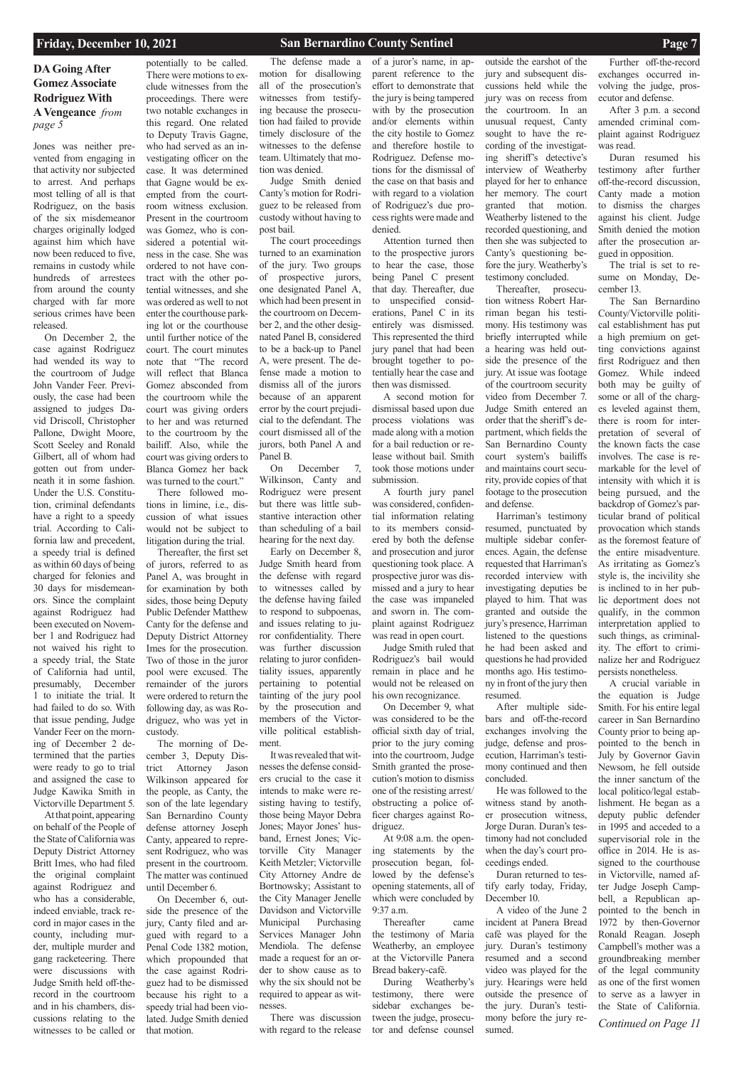## DA Going After Gomez Associate Rodriguez With A Vengeance *from page 5*

Jones was neither prevented from engaging in that activity nor subjected to arrest. And perhaps most telling of all is that Rodriguez, on the basis of the six misdemeanor charges originally lodged against him which have now been reduced to five, remains in custody while hundreds of arrestees from around the county charged with far more serious crimes have been released.

On December 2, the case against Rodriguez had wended its way to the courtroom of Judge John Vander Feer. Previously, the case had been assigned to judges David Driscoll, Christopher Pallone, Dwight Moore, Scott Seeley and Ronald Gilbert, all of whom had gotten out from underneath it in some fashion. Under the U.S. Constitution, criminal defendants have a right to a speedy trial. According to California law and precedent, a speedy trial is defined as within 60 days of being charged for felonies and 30 days for misdemeanors. Since the complaint against Rodriguez had been executed on November 1 and Rodriguez had not waived his right to a speedy trial, the State of California had until, presumably, December 1 to initiate the trial. It had failed to do so. With that issue pending, Judge Vander Feer on the morning of December 2 determined that the parties were ready to go to trial and assigned the case to Judge Kawika Smith in Victorville Department 5.

At that point, appearing on behalf of the People of the State of California was Deputy District Attorney Britt Imes, who had filed the original complaint against Rodriguez and who has a considerable, indeed enviable, track record in major cases in the county, including murder, multiple murder and gang racketeering. There were discussions with Judge Smith held off-the-record in the courtroom and in his chambers, discussions relating to the witnesses to be called or potentially to be called. There were motions to exclude witnesses from the proceedings. There were two notable exchanges in this regard. One related to Deputy Travis Gagne, who had served as an investigating officer on the case. It was determined that Gagne would be exempted from the courtroom witness exclusion. Present in the courtroom was Gomez, who is considered a potential witness in the case. She was ordered to not have contract with the other potential witnesses, and she was ordered as well to not enter the courthouse parking lot or the courthouse until further notice of the court. The court minutes note that "The record will reflect that Blanca Gomez absconded from the courtroom while the court was giving orders to her and was returned to the courtroom by the bailiff. Also, while the court was giving orders to Blanca Gomez her back was turned to the court."

There followed motions in limine, i.e., discussion of what issues would not be subject to litigation during the trial.

Thereafter, the first set of jurors, referred to as Panel A, was brought in for examination by both sides, those being Deputy Public Defender Matthew Canty for the defense and Deputy District Attorney Imes for the prosecution. Two of those in the juror pool were excused. The remainder of the jurors were ordered to return the following day, as was Rodriguez, who was yet in custody.

The morning of December 3, Deputy District Attorney Jason Wilkinson appeared for the people, as Canty, the son of the late legendary San Bernardino County defense attorney Joseph Canty, appeared to represent Rodriguez, who was present in the courtroom. The matter was continued until December 6.

On December 6, outside the presence of the jury, Canty filed and argued with regard to a Penal Code 1382 motion, which propounded that the case against Rodriguez had to be dismissed because his right to a speedy trial had been violated. Judge Smith denied that motion.

The defense made a motion for disallowing all of the prosecution's witnesses from testifying because the prosecution had failed to provide timely disclosure of the witnesses to the defense team. Ultimately that motion was denied.

Judge Smith denied Canty's motion for Rodriguez to be released from custody without having to post bail.

The court proceedings turned to an examination of the jury. Two groups of prospective jurors, one designated Panel A, which had been present in the courtroom on December 2, and the other designated Panel B, considered to be a back-up to Panel A, were present. The defense made a motion to dismiss all of the jurors because of an apparent error by the court prejudicial to the defendant. The court dismissed all of the jurors, both Panel A and Panel B.

On December 7, Wilkinson, Canty and Rodriguez were present but there was little substantive interaction other than scheduling of a bail hearing for the next day.

Early on December 8, Judge Smith heard from the defense with regard to witnesses called by the defense having failed to respond to subpoenas, and issues relating to juror confidentiality. There was further discussion relating to juror confidentiality issues, apparently pertaining to potential tainting of the jury pool by the prosecution and members of the Victorville political establishment.

It was revealed that witnesses the defense considers crucial to the case it intends to make were resisting having to testify, those being Mayor Debra Jones; Mayor Jones' husband, Ernest Jones; Victorville City Manager Keith Metzler; Victorville City Attorney Andre de Bortnowsky; Assistant to the City Manager Jenelle Davidson and Victorville Municipal Purchasing Services Manager John Mendiola. The defense made a request for an order to show cause as to why the six should not be required to appear as witnesses.

There was discussion with regard to the release of a juror's name, in apparent reference to the effort to demonstrate that the jury is being tampered with by the prosecution and/or elements within the city hostile to Gomez and therefore hostile to Rodriguez. Defense motions for the dismissal of the case on that basis and with regard to a violation of Rodriguez's due process rights were made and denied.

Attention turned then to the prospective jurors to hear the case, those being Panel C present that day. Thereafter, due to unspecified considerations, Panel C in its entirely was dismissed. This represented the third jury panel that had been brought together to potentially hear the case and then was dismissed.

A second motion for dismissal based upon due process violations was made along with a motion for a bail reduction or release without bail. Smith took those motions under submission.

A fourth jury panel was considered, confidential information relating to its members considered by both the defense and prosecution and juror questioning took place. A prospective juror was dismissed and a jury to hear the case was impaneled and sworn in. The complaint against Rodriguez was read in open court.

Judge Smith ruled that Rodriguez's bail would remain in place and he would not be released on his own recognizance.

On December 9, what was considered to be the official sixth day of trial, prior to the jury coming into the courtroom, Judge Smith granted the prosecution's motion to dismiss one of the resisting arrest/obstructing a police officer charges against Rodriguez.

At 9:08 a.m. the opening statements by the prosecution began, followed by the defense's opening statements, all of which were concluded by 9:37 a.m.

Thereafter came the testimony of Maria Weatherby, an employee at the Victorville Panera Bread bakery-café.

During Weatherby's testimony, there were sidebar exchanges between the judge, prosecutor and defense counsel outside the earshot of the jury and subsequent discussions held while the jury was on recess from the courtroom. In an unusual request, Canty sought to have the recording of the investigating sheriff's detective's interview of Weatherby played for her to enhance her memory. The court granted that motion. Weatherby listened to the recorded questioning, and then she was subjected to Canty's questioning before the jury. Weatherby's testimony concluded.

Thereafter, prosecution witness Robert Harriman began his testimony. His testimony was briefly interrupted while a hearing was held outside the presence of the jury. At issue was footage of the courtroom security video from December 7. Judge Smith entered an order that the sheriff's department, which fields the San Bernardino County court system's bailiffs and maintains court security, provide copies of that footage to the prosecution and defense.

Harriman's testimony resumed, punctuated by multiple sidebar conferences. Again, the defense requested that Harriman's recorded interview with investigating deputies be played to him. That was granted and outside the jury's presence, Harriman listened to the questions he had been asked and questions he had provided months ago. His testimony in front of the jury then resumed.

After multiple sidebars and off-the-record exchanges involving the judge, defense and prosecution, Harriman's testimony continued and then concluded.

He was followed to the witness stand by another prosecution witness, Jorge Duran. Duran's testimony had not concluded when the day's court proceedings ended.

Duran returned to testify early today, Friday, December 10.

A video of the June 2 incident at Panera Bread café was played for the jury. Duran's testimony resumed and a second video was played for the jury. Hearings were held outside the presence of the jury. Duran's testimony before the jury resumed.

Further off-the-record exchanges occurred involving the judge, prosecutor and defense.

After 3 p.m. a second amended criminal complaint against Rodriguez was read.

Duran resumed his testimony after further off-the-record discussion, Canty made a motion to dismiss the charges against his client. Judge Smith denied the motion after the prosecution argued in opposition.

The trial is set to resume on Monday, December 13.

The San Bernardino County/Victorville political establishment has put a high premium on getting convictions against first Rodriguez and then Gomez. While indeed both may be guilty of some or all of the charges leveled against them, there is room for interpretation of several of the known facts the case involves. The case is remarkable for the level of intensity with which it is being pursued, and the backdrop of Gomez's particular brand of political provocation which stands as the foremost feature of the entire misadventure. As irritating as Gomez's style is, the incivility she is inclined to in her public deportment does not qualify, in the common interpretation applied to such things, as criminality. The effort to criminalize her and Rodriguez persists nonetheless.

A crucial variable in the equation is Judge Smith. For his entire legal career in San Bernardino County prior to being appointed to the bench in July by Governor Gavin Newsom, he fell outside the inner sanctum of the local politico/legal establishment. He began as a deputy public defender in 1995 and acceded to a supervisorial role in the office in 2014. He is assigned to the courthouse in Victorville, named after Judge Joseph Campbell, a Republican appointed to the bench in 1972 by then-Governor Ronald Reagan. Joseph Campbell's mother was a groundbreaking member of the legal community as one of the first women to serve as a lawyer in the State of California.

*Continued on Page 11*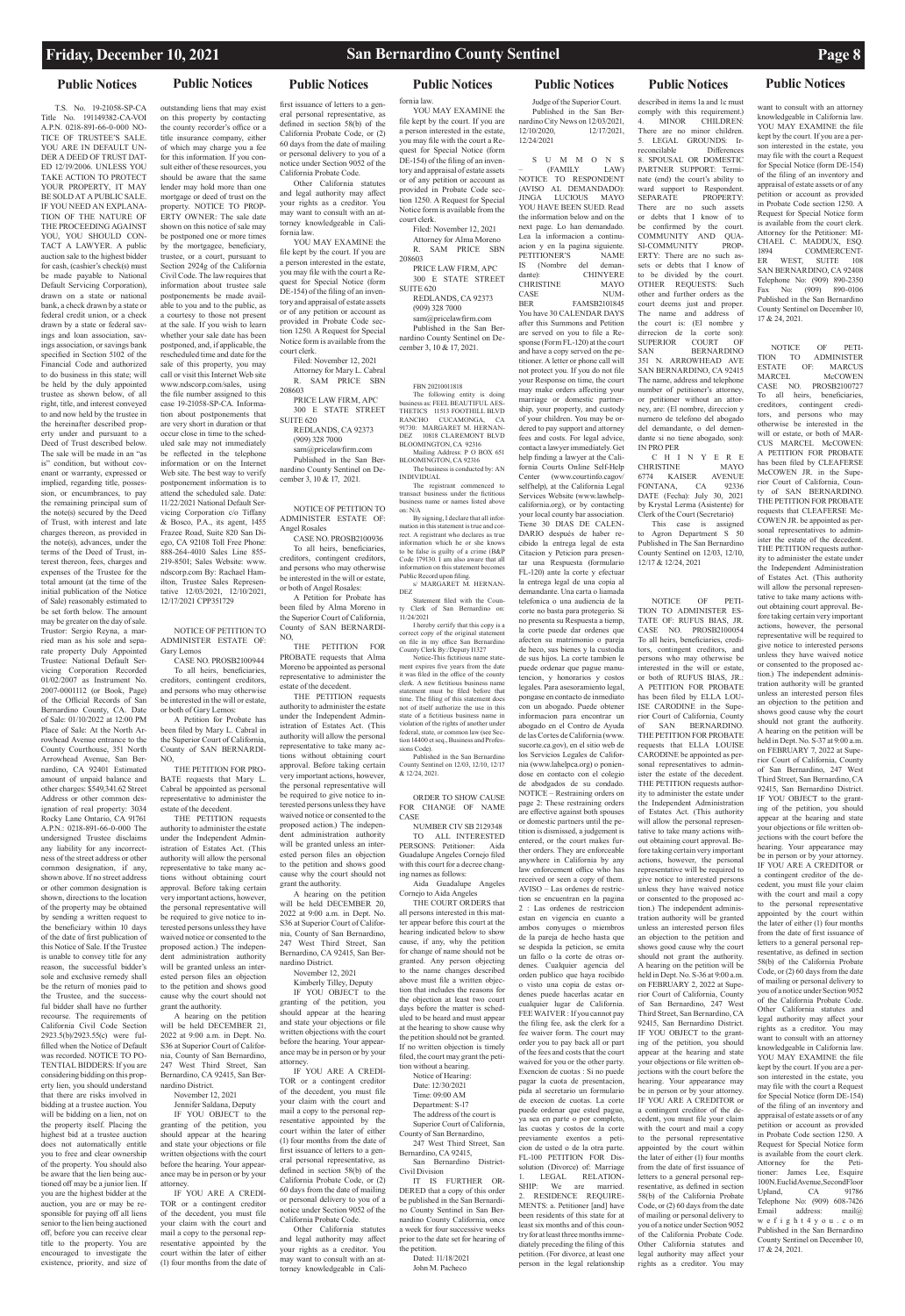## Public Notices

T.S. No. 19-21058-SP-CA Title No. 191149382-CA-VOI A.P.N. 0218-891-66-0-000 NOTICE OF TRUSTEE'S SALE. YOU ARE IN DEFAULT UNDER A DEED OF TRUST DATED 12/19/2006. UNLESS YOU TAKE ACTION TO PROTECT YOUR PROPERTY, IT MAY BE SOLD AT A PUBLIC SALE. IF YOU NEED AN EXPLANATION OF THE NATURE OF THE PROCEEDING AGAINST YOU, YOU SHOULD CONTACT A LAWYER. A public auction sale to the highest bidder for cash, (cashier's check(s) must be made payable to National Default Servicing Corporation), drawn on a state or national bank, a check drawn by a state or federal credit union, or a check drawn by a state or federal savings and loan association, savings association, or savings bank specified in Section 5102 of the Financial Code and authorized to do business in this state; will be held by the duly appointed trustee as shown below, of all right, title, and interest conveyed to and now held by the trustee in the hereinafter described property under and pursuant to a Deed of Trust described below. The sale will be made in an "as is" condition, but without covenant or warranty, expressed or implied, regarding title, possession, or encumbrances, to pay the remaining principal sum of the note(s) secured by the Deed of Trust, with interest and late charges thereon, as provided in the note(s), advances, under the terms of the Deed of Trust, interest thereon, fees, charges and expenses of the Trustee for the total amount (at the time of the initial publication of the Notice of Sale) reasonably estimated to be set forth below. The amount may be greater on the day of sale. Trustor: Sergio Reyna, a married man as his sole and separate property Duly Appointed Trustee: National Default Servicing Corporation Recorded 01/02/2007 as Instrument No. 2007-0001112 (or Book, Page) of the Official Records of San Bernardino County, CA. Date of Sale: 01/10/2022 at 12:00 PM Place of Sale: At the North Arrowhead Avenue entrance to the County Courthouse, 351 North Arrowhead Avenue, San Bernardino, CA 92401 Estimated amount of unpaid balance and other charges: $549,341.62 Street Address or other common designation of real property: 3034 Rocky Lane Ontario, CA 91761 A.P.N.: 0218-891-66-0-000 The undersigned Trustee disclaims any liability for any incorrectness of the street address or other common designation, if any, shown above. If no street address or other common designation is shown, directions to the location of the property may be obtained by sending a written request to the beneficiary within 10 days of the date of first publication of this Notice of Sale. If the Trustee is unable to convey title for any reason, the successful bidder's sole and exclusive remedy shall be the return of monies paid to the Trustee, and the successful bidder shall have no further recourse. The requirements of California Civil Code Section 2923.5(b)/2923.55(c) were fulfilled when the Notice of Default was recorded. NOTICE TO POTENTIAL BIDDERS: If you are considering bidding on this property lien, you should understand that there are risks involved in bidding at a trustee auction. You will be bidding on a lien, not on the property itself. Placing the highest bid at a trustee auction does not automatically entitle you to free and clear ownership of the property. You should also be aware that the lien being auctioned off may be a junior lien. If you are the highest bidder at the auction, you are or may be responsible for paying off all liens senior to the lien being auctioned off, before you can receive clear title to the property. You are encouraged to investigate the existence, priority, and size of outstanding liens that may exist on this property by contacting the county recorder's office or a title insurance company, either of which may charge you a fee for this information. If you consult either of these resources, you should be aware that the same lender may hold more than one mortgage or deed of trust on the property. NOTICE TO PROPERTY OWNER: The sale date shown on this notice of sale may be postponed one or more times by the mortgagee, beneficiary, trustee, or a court, pursuant to Section 2924g of the California Civil Code. The law requires that information about trustee sale postponements be made available to you and to the public, as a courtesy to those not present at the sale. If you wish to learn whether your sale date has been postponed, and, if applicable, the rescheduled time and date for the sale of this property, you may call or visit this Internet Web site www.ndscorp.com/sales, using the file number assigned to this case 19-21058-SP-CA. Information about postponements that are very short in duration or that occur close in time to the scheduled sale may not immediately be reflected in the telephone information or on the Internet Web site. The best way to verify postponement information is to attend the scheduled sale. Date: 11/22/2021 National Default Servicing Corporation c/o Tiffany & Bosco, P.A., its agent, 1455 Frazee Road, Suite 820 San Diego, CA 92108 Toll Free Phone: 888-264-4010 Sales Line 855-219-8501; Sales Website: www.ndscorp.com By: Rachael Hamilton, Trustee Sales Representative 12/03/2021, 12/10/2021, 12/17/2021 CPP351729

NOTICE OF PETITION TO ADMINISTER ESTATE OF: Gary Lemos

CASE NO. PROSB2100944

To all heirs, beneficiaries, creditors, contingent creditors, and persons who may otherwise be interested in the will or estate, or both of Gary Lemos:

A Petition for Probate has been filed by Mary L. Cabral in the Superior Court of California, County of SAN BERNARDINO,

THE PETITION FOR PROBATE requests that Mary L. Cabral be appointed as personal representative to administer the estate of the decedent.

THE PETITION requests authority to administer the estate under the Independent Administration of Estates Act. (This authority will allow the personal representative to take many actions without obtaining court approval. Before taking certain very important actions, however, the personal representative will be required to give notice to interested persons unless they have waived notice or consented to the proposed action.) The independent administration authority will be granted unless an interested person files an objection to the petition and shows good cause why the court should not grant the authority.

A hearing on the petition will be held DECEMBER 21, 2022 at 9:00 a.m. in Dept. No. S36 at Superior Court of California, County of San Bernardino, 247 West Third Street, San Bernardino, CA 92415, San Bernardino District.

November 12, 2021

Jennifer Saldana, Deputy

IF YOU OBJECT to the granting of the petition, you should appear at the hearing and state your objections or file written objections with the court before the hearing. Your appearance may be in person or by your attorney.

IF YOU ARE A CREDITOR or a contingent creditor of the decedent, you must file your claim with the court and mail a copy to the personal representative appointed by the court within the later of either (1) four months from the date of first issuance of letters to a general personal representative, as defined in section 58(b) of the California Probate Code, or (2) 60 days from the date of mailing or personal delivery to you of a notice under section 9052 of the California Probate Code.

Other California statutes and legal authority may affect your rights as a creditor. You may want to consult with an attorney knowledgeable in California law.

YOU MAY EXAMINE the file kept by the court. If you are a person interested in the estate, you may file with the court a Request for Special Notice (form DE-154) of the filing of an inventory and appraisal of estate assets or of any petition or account as provided in Probate Code section 1250. A Request for Special Notice form is available from the court clerk.

Filed: November 12, 2021

Attorney for Mary L. Cabral

R. SAM PRICE SBN 208603

PRICE LAW FIRM, APC

300 E STATE STREET SUITE 620

REDLANDS, CA 92373

(909) 328 7000

sam@pricelawfirm.com

Published in the San Bernardino County Sentinel on December 3, 10 & 17, 2021.

NOTICE OF PETITION TO ADMINISTER ESTATE OF: Angel Rosales

CASE NO. PROSB2100936

To all heirs, beneficiaries, creditors, contingent creditors, and persons who may otherwise be interested in the will or estate, or both of Angel Rosales:

A Petition for Probate has been filed by Alma Moreno in the Superior Court of California, County of SAN BERNARDINO,

THE PETITION FOR PROBATE requests that Alma Moreno be appointed as personal representative to administer the estate of the decedent.

THE PETITION requests authority to administer the estate under the Independent Administration of Estates Act. (This authority will allow the personal representative to take many actions without obtaining court approval. Before taking certain very important actions, however, the personal representative will be required to give notice to interested persons unless they have waived notice or consented to the proposed action.) The independent administration authority will be granted unless an interested person files an objection to the petition and shows good cause why the court should not grant the authority.

A hearing on the petition will be held DECEMBER 20, 2022 at 9:00 a.m. in Dept. No. S36 at Superior Court of California, County of San Bernardino, 247 West Third Street, San Bernardino, CA 92415, San Bernardino District.

November 12, 2021

Kimberly Tilley, Deputy

IF YOU OBJECT to the granting of the petition, you should appear at the hearing and state your objections or file written objections with the court before the hearing. Your appearance may be in person or by your attorney.

IF YOU ARE A CREDITOR or a contingent creditor of the decedent, you must file your claim with the court and mail a copy to the personal representative appointed by the court within the later of either (1) four months from the date of first issuance of letters to a general personal representative, as defined in section 58(b) of the California Probate Code, or (2) 60 days from the date of mailing or personal delivery to you of a notice under section 9052 of the California Probate Code.

Other California statutes and legal authority may affect your rights as a creditor. You may want to consult with an attorney knowledgeable in California law.

YOU MAY EXAMINE the file kept by the court. If you are a person interested in the estate, you may file with the court a Request for Special Notice (form DE-154) of the filing of an inventory and appraisal of estate assets or of any petition or account as provided in Probate Code section 1250. A Request for Special Notice form is available from the court clerk.

Filed: November 12, 2021

Attorney for Alma Moreno

R. SAM PRICE SBN 208603

PRICE LAW FIRM, APC

300 E STATE STREET SUITE 620

REDLANDS, CA 92373

(909) 328 7000

sam@pricelawfirm.com

Published in the San Bernardino County Sentinel on December 3, 10 & 17, 2021.

FBN 20210011818

The following entity is doing business as: FEEL BEAUTIFUL AESTHETICS 11513 FOOTHILL BLVD RANCHO CUCAMONGA, CA 91730: MARGARET M. HERNANDEZ 10818 CLAREMONT BLVD BLOOMINGTON, CA 92316

Mailing Address: P O BOX 651 BLOOMINGTON, CA 92316

The business is conducted by: AN INDIVIDUAL.

The registrant commenced to transact business under the fictitious business name or names listed above on: N/A

By signing, I declare that all information in this statement is true and correct. A registrant who declares as true information which he or she knows to be false is guilty of a crime (B&P Code 179130. I am also aware that all information on this statement becomes Public Record upon filing.

s/ MARGARET M. HERNANDEZ

Statement filed with the County Clerk of San Bernardino on: 11/24/2021

I hereby certify that this copy is a correct copy of the original statement on file in my office San Bernardino County Clerk By:/Deputy I1327

Notice-This fictitious name statement expires five years from the date it was filed in the office of the county clerk. A new fictitious business name statement must be filed before that time. The filing of this statement does not of itself authorize the use in this state of a fictitious business name in violation of the rights of another under federal, state, or common law (see Section 14400 et seq., Business and Professions Code).

Published in the San Bernardino County Sentinel on 12/03, 12/10, 12/17 & 12/24, 2021.

ORDER TO SHOW CAUSE FOR CHANGE OF NAME CASE

NUMBER CIV SB 2129348

TO ALL INTERESTED PERSONS: Petitioner: Aida Guadalupe Angeles Cornejo filed with this court for a decree changing names as follows:

Aida Guadalupe Angeles Cornejo to Aida Angeles

THE COURT ORDERS that all persons interested in this matter appear before this court at the hearing indicated below to show cause, if any, why the petition for change of name should not be granted. Any person objecting to the name changes described above must file a written objection that includes the reasons for the objection at least two court days before the matter is scheduled to be heard and must appear at the hearing to show cause why the petition should not be granted. If no written objection is timely filed, the court may grant the petition without a hearing.

Notice of Hearing:

Date: 12/30/2021

Time: 09:00 AM

Department: S-17

The address of the court is

Superior Court of California, County of San Bernardino,

247 West Third Street, San Bernardino, CA 92415,

San Bernardino District-Civil Division

IT IS FURTHER ORDERED that a copy of this order be published in the San Bernardino County Sentinel in San Bernardino County California, once a week for four successive weeks prior to the date set for hearing of the petition.

Dated: 11/18/2021

John M. Pacheco

Judge of the Superior Court.

Published in the San Bernardino City News on 12/03/2021, 12/10/2020, 12/17/2021, 12/24/2021

S U M M O N S – (FAMILY LAW) NOTICE TO RESPONDENT (AVISO AL DEMANDADO): JINGA LUCIOUS MAYO YOU HAVE BEEN SUED. Read the information below and on the next page. Lo han demandado. Lea la informacion a continuacion y en la pagina siguiente. PETITIONER'S NAME IS (Nombre del demandante): CHINYERE CHRISTINE MAYO CASE NUMBER FAMSB2101845 You have 30 CALENDAR DAYS after this Summons and Petition are served on you to file a Response (Form FL-120) at the court and have a copy served on the petitioner. A letter or phone call will not protect you. If you do not file your Response on time, the court may make orders affecting your marriage or domestic partnership, your property, and custody of your children. You may be ordered to pay support and attorney fees and costs. For legal advice, contact a lawyer immediately. Get help finding a lawyer at the California Courts Online Self-Help Center (www.courtinfo.cagov/selfhelp), at the California Legal Services Website (www.lawhelpcalifornia.org), or by contacting your local county bar association. Tiene 30 DIAS DE CALENDARIO después de haber recibido la entrega legal de esta Citacion y Peticion para presentar una Respuesta (formulario FL-120) ante la corte y efectuar la entrega legal de una copia al demandante. Una carta o llamada telefonica o una audiencia de la corte no basta para protegerio. Si no presenta su Respuesta a tiemp, la corte puede dar ordenes que afecten su matrimonio o pareja de hecto, sus bienes y la custodia de sus hijos. La corte tambien le puede ordenar que pague manutencion, y honorarios y costos legales. Para asesoramiento legal, pongase en contacto de inmediato con un abogado. Puede obtener informacion para encontrar un abogado en el Contro de Ayuda de las Cortes de California (www.sucorte.ca.gov), en el sitio web de los Servicios Legales de California (www.lahelpca.org) o poniendose en contacto con el colegio de abdogados de su condado. NOTICE – Restraining orders on page 2: These restraining orders are effective against both spouses or domestic partners until the petition is dismissed, a judgement is entered, or the court makes further orders. They are enforceable anywhere in California by any law enforcement office who has received or seen a copy of them. AVISO – Las ordenes de restriction se encuentran en la pagina 2 : Las ordenes de restriccion estan en vigencia en cuanto a ambos conyuges o miembros de la pareja de hecho hasta que se despida la peticion, se emita un fallo o la corte de otras ordenes. Cualquier agencia del orden publico que haya recibido o visto una copia de estas ordenes puede hacerlas acatar en cualquier lugar de California. FEE WAIVER : If you cannot pay the filing fee, ask the clerk for a fee waiver form. The court may order you to pay back all or part of the fees and costs that the court waived for you or the other party. Exencion de cuotas : Si no puede pagar la cuota de presentacion, pida al secretario un formulario de execion de cuotas. La corte puede ordenar que ested pague, ya sea en parte o por completo, las cuotas y costos de la corte previamente exentos a peticion de usted o de la otra parte. FL-100 PETITION FOR Dissolution (Divorce) of: Marriage 1. LEGAL RELATIONSHIP: We are married. 2. RESIDENCE REQUIREMENTS: a. Petitioner [and] have been residents of this state for at least six months and of this country for at least three months immediately preceding the filing of this petition. (For divorce, at least one person in the legal relationship described in items 1a and 1c must comply with this requirement.) 4. MINOR CHILDREN: There are no minor children. 5. LEGAL GROUNDS: Irreconcilable Differences 8. SPOUSAL OR DOMESTIC PARTNER SUPPORT: Terminate (end) the court's ability to ward support to Respondent. SEPARATE PROPERTY: There are no such assets or debts that I know of to be confirmed by the court. COMMUNITY AND QUASI-COMMUNITY PROPERTY: There are no such assets or debts that I know of to be divided by the court. OTHER REQUESTS: Such other and further orders as the court deems just and proper. The name and address of the court is: (El nombre y dirrecion de la corte son): SUPERIOR COURT OF SAN BERNARDINO 351 N. ARROWHEAD AVE SAN BERNARDINO, CA 92415 The name, address and telephone number of petitioner's attorney, or petitioner without an attorney, are: (El nombre, direccion y numero de telefono del abogado del demandante, o del demendante si no tiene abogado, son): IN PRO PER

C H I N Y E R E CHRISTINE MAYO 6774 KAISER AVENUE FONTANA, CA 92336 DATE (Fecha): July 30, 2021 by Krystal Lerma (Asistente) for Clerk of the Court (Secretario)

This case is assigned to Agron Department S 50 Published in The San Bernardino County Sentinel on 12/03, 12/10, 12/17 & 12/24, 2021

NOTICE OF PETITION TO ADMINISTER ESTATE OF: RUFUS BIAS, JR. CASE NO. PROSB2100054 To all heirs, beneficiaries, creditors, contingent creditors, and persons who may otherwise be interested in the will or estate, or both of RUFUS BIAS, JR.: A PETITION FOR PROBATE has been filed by ELLA LOUISE CARODINE in the Superior Court of California, County of SAN BERNARDINO. THE PETITION FOR PROBATE requests that ELLA LOUISE CARODINE be appointed as personal representatives to administer the estate of the decedent. THE PETITION requests authority to administer the estate under the Independent Administration of Estates Act. (This authority will allow the personal representative to take many actions without obtaining court approval. Before taking certain very important actions, however, the personal representative will be required to give notice to interested persons unless they have waived notice or consented to the proposed action.) The independent administration authority will be granted unless an interested person files an objection to the petition and shows good cause why the court should not grant the authority. A hearing on the petition will be held in Dept. No. S-36 at 9:00 a.m. on FEBRUARY 2, 2022 at Superior Court of California, County of San Bernardino, 247 West Third Street, San Bernardino, CA 92415, San Bernardino District. IF YOU OBJECT to the granting of the petition, you should appear at the hearing and state your objections or file written objections with the court before the hearing. Your appearance may be in person or by your attorney. IF YOU ARE A CREDITOR or a contingent creditor of the decedent, you must file your claim with the court and mail a copy to the personal representative appointed by the court within the later of either (1) four months from the date of first issuance of letters to a general personal representative, as defined in section 58(b) of the California Probate Code, or (2) 60 days from the date of mailing or personal delivery to you of a notice under section 9052 of the California Probate Code. Other California statutes and legal authority may affect your rights as a creditor. You may want to consult with an attorney knowledgeable in California law. YOU MAY EXAMINE the file kept by the court. If you are a person interested in the estate, you may file with the court a Request for Special Notice (form DE-154) of the filing of an inventory and appraisal of estate assets or of any petition or account as provided in Probate Code section 1250. A Request for Special Notice form is available from the court clerk. Attorney for the Petitioner: MICHAEL C. MADDUX, ESQ. 1894 COMMERCENTER WEST, SUITE 108 SAN BERNARDINO, CA 92408 Telephone No: (909) 890-2350 Fax No: (909) 890-0106 Published in the San Bernardino County Sentinel on December 10, 17 & 24, 2021.

NOTICE OF PETITION TO ADMINISTER ESTATE OF: MARCUS MARCEL McCOWEN CASE NO. PROSB2100727 To all heirs, beneficiaries, creditors, contingent creditors, and persons who may otherwise be interested in the will or estate, or both of MARCUS MARCEL McCOWEN: A PETITION FOR PROBATE has been filed by CLEAFERSE McCOWEN JR. in the Superior Court of California, County of SAN BERNARDINO. THE PETITION FOR PROBATE requests that CLEAFERSE McCOWEN JR. be appointed as personal representatives to administer the estate of the decedent. THE PETITION requests authority to administer the estate under the Independent Administration of Estates Act. (This authority will allow the personal representative to take many actions without obtaining court approval. Before taking certain very important actions, however, the personal representative will be required to give notice to interested persons unless they have waived notice or consented to the proposed action.) The independent administration authority will be granted unless an interested person files an objection to the petition and shows good cause why the court should not grant the authority. A hearing on the petition will be held in Dept. No. S-37 at 9:00 a.m. on FEBRUARY 7, 2022 at Superior Court of California, County of San Bernardino, 247 West Third Street, San Bernardino, CA 92415, San Bernardino District. IF YOU OBJECT to the granting of the petition, you should appear at the hearing and state your objections or file written objections with the court before the hearing. Your appearance may be in person or by your attorney. IF YOU ARE A CREDITOR or a contingent creditor of the decedent, you must file your claim with the court and mail a copy to the personal representative appointed by the court within the later of either (1) four months from the date of first issuance of letters to a general personal representative, as defined in section 58(b) of the California Probate Code, or (2) 60 days from the date of mailing or personal delivery to you of a notice under section 9052 of the California Probate Code. Other California statutes and legal authority may affect your rights as a creditor. You may want to consult with an attorney knowledgeable in California law. YOU MAY EXAMINE the file kept by the court. If you are a person interested in the estate, you may file with the court a Request for Special Notice (form DE-154) of the filing of an inventory and appraisal of estate assets or of any petition or account as provided in Probate Code section 1250. A Request for Special Notice form is available from the court clerk. Attorney for the Petitioner: James Lee, Esquire 100N.EuclidAvenue,SecondFloor Upland, CA 91786 Telephone No: (909) 608-7426 Email address: mail@wefight4you.com Published in the San Bernardino County Sentinel on December 10, 17 & 24, 2021.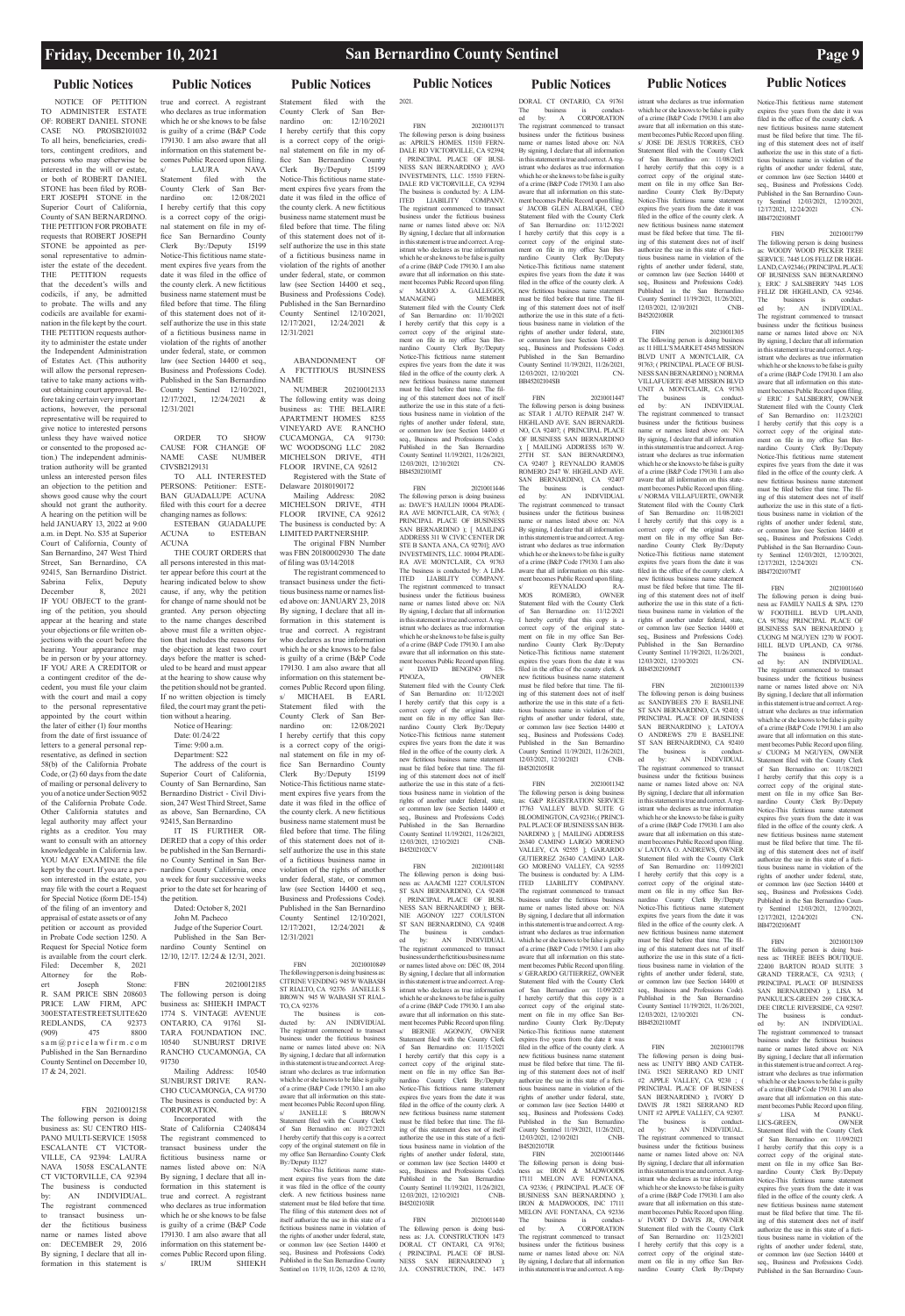## Public Notices

NOTICE OF PETITION TO ADMINISTER ESTATE OF: ROBERT DANIEL STONE CASE NO. PROSB2101032

To all heirs, beneficiaries, creditors, contingent creditors, and persons who may otherwise be interested in the will or estate, or both of ROBERT DANIEL STONE has been filed by ROBERT JOSEPH STONE in the Superior Court of California, County of SAN BERNARDINO.

THE PETITION FOR PROBATE requests that ROBERT JOSEPH STONE be appointed as personal representative to administer the estate of the decedent.

THE PETITION requests that the decedent's wills and codicils, if any, be admitted to probate. The wills and any codicils are available for examination in the file kept by the court.

THE PETITION requests authority to administer the estate under the Independent Administration of Estates Act. (This authority will allow the personal representative to take many actions without obtaining court approval. Before taking certain very important actions, however, the personal representative will be required to give notice to interested persons unless they have waived notice or consented to the proposed action.) The independent administration authority will be granted unless an interested person files an objection to the petition and shows good cause why the court should not grant the authority.

A hearing on the petition will be held JANUARY 13, 2022 at 9:00 a.m. in Dept. No. S35 at Superior Court of California, County of San Bernardino, 247 West Third Street, San Bernardino, CA 92415, San Bernardino District.

Sabrina Felix, Deputy

December 8, 2021

IF YOU OBJECT to the granting of the petition, you should appear at the hearing and state your objections or file written objections with the court before the hearing. Your appearance may be in person or by your attorney.

IF YOU ARE A CREDITOR or a contingent creditor of the decedent, you must file your claim with the court and mail a copy to the personal representative appointed by the court within the later of either (1) four months from the date of first issuance of letters to a general personal representative, as defined in section 58(b) of the California Probate Code, or (2) 60 days from the date of mailing or personal delivery to you of a notice under Section 9052 of the California Probate Code.

Other California statutes and legal authority may affect your rights as a creditor. You may want to consult with an attorney knowledgeable in California law.

YOU MAY EXAMINE the file kept by the court. If you are a person interested in the estate, you may file with the court a Request for Special Notice (form DE-154) of the filing of an inventory and appraisal of estate assets or of any petition or account as provided in Probate Code section 1250. A Request for Special Notice form is available from the court clerk.

Filed: December 8, 2021

Attorney for the Robert Joseph Stone:

R. SAM PRICE SBN 208603

PRICE LAW FIRM, APC

300 ESTATE STREET SUITE 620

REDLANDS, CA 92373

(909) 475 8800

sam@pricelawfirm.com

Published in the San Bernardino County Sentinel on December 10, 17 & 24, 2021.

FBN 20210012158

The following person is doing business as: SU CENTRO HISPANO MULTI-SERVICE 15058 ESCALANTE CT VICTORVILLE, CA 92394: LAURA NAVA 15058 ESCALANTE CT VICTORVILLE, CA 92394

The business is conducted by: AN INDIVIDUAL.

The registrant commenced to transact business under the fictitious business name or names listed above on: DECEMBER 29, 2016

By signing, I declare that all information in this statement is true and correct. A registrant who declares as true information which he or she knows to be false is guilty of a crime (B&P Code 179130. I am also aware that all information on this statement becomes Public Record upon filing.

s/ LAURA NAVA

Statement filed with the County Clerk of San Bernardino on: 12/08/2021

I hereby certify that this copy is a correct copy of the original statement on file in my office San Bernardino County Clerk By:/Deputy I5199

Notice-This fictitious name statement expires five years from the date it was filed in the office of the county clerk. A new fictitious business name statement must be filed before that time. The filing of this statement does not of itself authorize the use in this state of a fictitious business name in violation of the rights of another under federal, state, or common law (see Section 14400 et seq., Business and Professions Code).

Published in the San Bernardino County Sentinel 12/10/2021, 12/17/2021, 12/24/2021 & 12/31/2021

ORDER TO SHOW CAUSE FOR CHANGE OF NAME CASE NUMBER CIVSB2129131

TO ALL INTERESTED PERSONS: Petitioner: ESTEBAN GUADALUPE ACUNA filed with this court for a decree changing names as follows:

ESTEBAN GUADALUPE ACUNA to ESTEBAN ACUNA

THE COURT ORDERS that all persons interested in this matter appear before this court at the hearing indicated below to show cause, if any, why the petition for change of name should not be granted. Any person objecting to the name changes described above must file a written objection that includes the reasons for the objection at least two court days before the matter is scheduled to be heard and must appear at the hearing to show cause why the petition should not be granted. If no written objection is timely filed, the court may grant the petition without a hearing.

Notice of Hearing:

Date: 01/24/22

Time: 9:00 a.m.

Department: S22

The address of the court is Superior Court of California, County of San Bernardino, San Bernardino District - Civil Division, 247 West Third Street, Same as above, San Bernardino, CA 92415, San Bernardino

IT IS FURTHER ORDERED that a copy of this order be published in the San Bernardino County Sentinel in San Bernardino County California, once a week for four successive weeks prior to the date set for hearing of the petition.

Dated: October 8, 2021

John M. Pacheco

Judge of the Superior Court.

Published in the San Bernardino County Sentinel on 12/10, 12/17, 12/24 & 12/31, 2021.

FBN 20210012185

The following person is doing business as: SHIEKH IMPACT 1774 S. VINTAGE AVENUE ONTARIO, CA 91761 SITARA FOUNDATION INC. 10540 SUNBURST DRIVE RANCHO CUCAMONGA, CA 91730

Mailing Address: 10540 SUNBURST DRIVE RANCHO CUCAMONGA, CA 91730

The business is conducted by: A CORPORATION.

Incorporated with the State of California C2408434

The registrant commenced to transact business under the fictitious business name or names listed above on: N/A

By signing, I declare that all information in this statement is true and correct. A registrant who declares as true information which he or she knows to be false is guilty of a crime (B&P Code 179130. I am also aware that all information on this statement becomes Public Record upon filing.

s/ IRUM SHIEKH

Statement filed with the County Clerk of San Bernardino on: 12/10/2021

I hereby certify that this copy is a correct copy of the original statement on file in my office San Bernardino County Clerk By:/Deputy I5199

Notice-This fictitious name statement expires five years from the date it was filed in the office of the county clerk. A new fictitious business name statement must be filed before that time. The filing of this statement does not of itself authorize the use in this state of a fictitious business name in violation of the rights of another under federal, state, or common law (see Section 14400 et seq., Business and Professions Code).

Published in the San Bernardino County Sentinel 12/10/2021, 12/17/2021, 12/24/2021 & 12/31/2021

ABANDONMENT OF A FICTITIOUS BUSINESS NAME

NUMBER 20210012133

The following entity was doing business as: THE BELAIRE APARTMENT HOMES 8255 VINEYARD AVE RANCHO CUCAMONGA, CA 91730: WC WOODSONG LLC 2082 MICHELSON DRIVE, 4TH FLOOR IRVINE, CA 92612

Registered with the State of Delaware 20180190172

Mailing Address: 2082 MICHELSON DRIVE, 4TH FLOOR IRVINE, CA 92612

The business is conducted by: A LIMITED PARTNERSHIP.

The original FBN Number was FBN 20180002930 The date of filing was 03/14/2018

The registrant commenced to transact business under the fictitious business name or names listed above on: JANUARY 23, 2018

By signing, I declare that all information in this statement is true and correct. A registrant who declares as true information which he or she knows to be false is guilty of a crime (B&P Code 179130. I am also aware that all information on this statement becomes Public Record upon filing.

s/ MICHAEL B EARL

Statement filed with the County Clerk of San Bernardino on: 12/08/2021

I hereby certify that this copy is a correct copy of the original statement on file in my office San Bernardino County Clerk By:/Deputy I5199

Notice-This fictitious name statement expires five years from the date it was filed in the office of the county clerk. A new fictitious business name statement must be filed before that time. The filing of this statement does not of itself authorize the use in this state of a fictitious business name in violation of the rights of another under federal, state, or common law (see Section 14400 et seq., Business and Professions Code).

Published in the San Bernardino County Sentinel 12/10/2021, 12/17/2021, 12/24/2021 & 12/31/2021

FBN 20210010849

The following person is doing business as: CITRINE VENDING 945 W WABASH ST RIALTO, CA 92376 JANELLE S BROWN 945 W WABASH ST RIALTO, CA 92376

The business is conducted by: AN INDIVIDUAL

The registrant commenced to transact business under the fictitious business name or names listed above on: N/A

By signing, I declare that all information in this statement is true and correct. A registrant who declares as true information which he or she knows to be false is guilty of a crime (B&P Code 179130. I am also aware that all information on this statement becomes Public Record upon filing.

s/ JANELLE S BROWN

Statement filed with the County Clerk of San Bernardino on: 10/27/2021

I hereby certify that this copy is a correct copy of the original statement on file in my office San Bernardino County Clerk By:/Deputy I1327

Notice-This fictitious name statement expires five years from the date it was filed in the office of the county clerk. A new fictitious business name statement must be filed before that time. The filing of this statement does not of itself authorize the use in this state of a fictitious business name in violation of the rights of another under federal, state, or common law (see Section 14400 et seq., Business and Professions Code).

Published in the San Bernardino County Sentinel on 11/19, 11/26, 12/03 & 12/10, 2021.

FBN 20210011371

The following person is doing business as: APRIL'S HOMES. 11510 FERNDALE RD VICTORVILLE, CA 92394; ( PRINCIPAL PLACE OF BUSINESS SAN BERNARDINO ) AVO INVESTMENTS, LLC. 15510 FERNDALE RD VICTORVILLE, CA 92394

The business is conducted by: A LIMITED LIABILITY COMPANY.

The registrant commenced to transact business under the fictitious business name or names listed above on: N/A

By signing, I declare that all information in this statement is true and correct. A registrant who declares as true information which he or she knows to be false is guilty of a crime (B&P Code 179130. I am also aware that all information on this statement becomes Public Record upon filing.

s/ MARIO A. GALLEGOS, MANAGING MEMBER

Statement filed with the County Clerk of San Bernardino on: 11/10/2021

I hereby certify that this copy is a correct copy of the original statement on file in my office San Bernardino County Clerk By:/Deputy

Notice-This fictitious name statement expires five years from the date it was filed in the office of the county clerk. A new fictitious business name statement must be filed before that time. The filing of this statement does not of itself authorize the use in this state of a fictitious business name in violation of the rights of another under federal, state, or common law (see Section 14400 et seq., Business and Professions Code).

Published in the San Bernardino County Sentinel 11/19/2021, 11/26/2021, 12/03/2021, 12/10/2021 CN-BB45202101MT

FBN 20210011446

The following person is doing business as: DAVE'S HAULIN 10004 PRADERA AVE MONTCLAIR, CA 91763; ( PRINCIPAL PLACE OF BUSINESS SAN BERNARDINO ); [ MAILING ADDRESS 311 W CIVIC CENTER DR STE B SANTA ANA, CA 92701]; AVO INVESTMENTS, LLC. 10004 PRADERA AVE MONTCLAIR, CA 91763

The business is conducted by: A LIMITED LIABILITY COMPANY.

The registrant commenced to transact business under the fictitious business name or names listed above on: N/A

By signing, I declare that all information in this statement is true and correct. A registrant who declares as true information which he or she knows to be false is guilty of a crime (B&P Code 179130. I am also aware that all information on this statement becomes Public Record upon filing.

s/ DAVID BENGINO ESPINOZA, OWNER

Statement filed with the County Clerk of San Bernardino on: 11/12/2021

I hereby certify that this copy is a correct copy of the original statement on file in my office San Bernardino County Clerk By:/Deputy

Notice-This fictitious name statement expires five years from the date it was filed in the office of the county clerk. A new fictitious business name statement must be filed before that time. The filing of this statement does not of itself authorize the use in this state of a fictitious business name in violation of the rights of another under federal, state, or common law (see Section 14400 et seq., Business and Professions Code).

Published in the San Bernardino County Sentinel 11/19/2021, 11/26/2021, 12/03/2021, 12/10/2021 CNBB4520202CV

FBN 20210011481

The following person is doing business as: AACMI 1227 COULSTON ST SAN BERNARDINO, CA 92408 ( PRINCIPAL PLACE OF BUSINESS SAN BERNARDINO ) BERNIE AGONOY 1227 COULSTON ST SAN BERNARDINO, CA 92408

The business is conducted by: AN INDIVIDUAL

The registrant commenced to transact business under the fictitious business name or names listed above on: DEC 08, 2014

By signing, I declare that all information in this statement is true and correct. A registrant who declares as true information which he or she knows to be false is guilty of a crime (B&P Code 179130. I am also aware that all information on this statement becomes Public Record upon filing.

s/ BERNIE AGONOY, OWNER

Statement filed with the County Clerk of San Bernardino on: 11/15/2021

I hereby certify that this copy is a correct copy of the original statement on file in my office San Bernardino County Clerk By:/Deputy

Notice-This fictitious name statement expires five years from the date it was filed in the office of the county clerk. A new fictitious business name statement must be filed before that time. The filing of this statement does not of itself authorize the use in this state of a fictitious business name in violation of the rights of another under federal, state, or common law (see Section 14400 et seq., Business and Professions Code).

Published in the San Bernardino County Sentinel 11/19/2021, 11/26/2021, 12/03/2021, 12/10/2021 CNB45202103IR

FBN 20210011440

The following person is doing business as: J.A. CONSTRUCTION 1473 DORAL CT ONTARIO, CA 91761; ( PRINCIPAL PLACE OF BUSINESS SAN BERNARDINO ) J.A. CONSTRUCTION, INC. 1473 DORAL CT ONTARIO, CA 91761

The business is conducted by: A CORPORATION

The registrant commenced to transact business under the fictitious business name or names listed above on: N/A

By signing, I declare that all information in this statement is true and correct. A registrant who declares as true information which he or she knows to be false is guilty of a crime (B&P Code 179130. I am also aware that all information on this statement becomes Public Record upon filing.

s/ JACOB GLEN ALBAUGH, CEO

Statement filed with the County Clerk of San Bernardino on: 11/12/2021

I hereby certify that this copy is a correct copy of the original statement on file in my office San Bernardino County Clerk By:/Deputy

Notice-This fictitious name statement expires five years from the date it was filed in the office of the county clerk. A new fictitious business name statement must be filed before that time. The filing of this statement does not of itself authorize the use in this state of a fictitious business name in violation of the rights of another under federal, state, or common law (see Section 14400 et seq., Business and Professions Code).

Published in the San Bernardino County Sentinel 11/19/2021, 11/26/2021, 12/03/2021, 12/10/2021 CN-BB45202104SB

FBN 20210011447

The following person is doing business as: STAR 1 AUTO REPAIR 2147 W. HIGHLAND AVE. SAN BERNARDINO, CA 92407; ( PRINCIPAL PLACE OF BUSINESS SAN BERNARDINO ); [ MAILING ADDRESS 1670 W. 27TH ST. SAN BERNARDINO, CA 92407 ]; REYNALDO RAMOS ROMERO 2147 W. HIGHLAND AVE. SAN BERNARDINO, CA 92407

The business is conducted by: AN INDIVIDUAL

The registrant commenced to transact business under the fictitious business name or names listed above on: N/A

By signing, I declare that all information in this statement is true and correct. A registrant who declares as true information which he or she knows to be false is guilty of a crime (B&P Code 179130. I am also aware that all information on this statement becomes Public Record upon filing.

s/ REYNALDO RAMOS ROMERO, OWNER

Statement filed with the County Clerk of San Bernardino on: 11/12/2021

I hereby certify that this copy is a correct copy of the original statement on file in my office San Bernardino County Clerk By:/Deputy

Notice-This fictitious name statement expires five years from the date it was filed in the office of the county clerk. A new fictitious business name statement must be filed before that time. The filing of this statement does not of itself authorize the use in this state of a fictitious business name in violation of the rights of another under federal, state, or common law (see Section 14400 et seq., Business and Professions Code).

Published in the San Bernardino County Sentinel 11/19/2021, 11/26/2021, 12/03/2021, 12/10/2021 CNB45202105IR

FBN 20210011342

The following person is doing business as: G&P REGISTRATION SERVICE 17763 VALLEY BLVD. SUITE G BLOOMINGTON, CA 92316; ( PRINCIPAL PLACE OF BUSINESS SAN BERNARDINO ); [ MAILING ADDRESS 26340 CAMINO LARGO MORENO VALLEY, CA 92555 ]; GARARDO GUTIERREZ 26340 CAMINO LARGO MORENO VALLEY, CA 92555

The business is conducted by: A LIMITED LIABILITY COMPANY.

The registrant commenced to transact business under the fictitious business name or names listed above on: N/A

By signing, I declare that all information in this statement is true and correct. A registrant who declares as true information which he or she knows to be false is guilty of a crime (B&P Code 179130. I am also aware that all information on this statement becomes Public Record upon filing.

s/ GERARDO GUTIERREZ, OWNER

Statement filed with the County Clerk of San Bernardino on: 11/09/2021

I hereby certify that this copy is a correct copy of the original statement on file in my office San Bernardino County Clerk By:/Deputy

Notice-This fictitious name statement expires five years from the date it was filed in the office of the county clerk. A new fictitious business name statement must be filed before that time. The filing of this statement does not of itself authorize the use in this state of a fictitious business name in violation of the rights of another under federal, state, or common law (see Section 14400 et seq., Business and Professions Code).

Published in the San Bernardino County Sentinel 11/19/2021, 11/26/2021, 12/03/2021, 12/10/2021 CNB45202107IR

FBN 20210011446

The following person is doing business as: IRON & MADWOODS 17111 MELON AVE FONTANA, CA 92336; ( PRINCIPAL PLACE OF BUSINESS SAN BERNARDINO ) IRON & MADWOODS, INC 17111 MELON AVE FONTANA, CA 92336

The business is conducted by: A CORPORATION

The registrant commenced to transact business under the fictitious business name or names listed above on: N/A

By signing, I declare that all information in this statement is true and correct. A registrant who declares as true information which he or she knows to be false is guilty of a crime (B&P Code 179130. I am also aware that all information on this statement becomes Public Record upon filing.

s/ JOSE DE JESUS TORRES, CEO

Statement filed with the County Clerk of San Bernardino on: 11/08/2021

I hereby certify that this copy is a correct copy of the original statement on file in my office San Bernardino County Clerk By:/Deputy

Notice-This fictitious name statement expires five years from the date it was filed in the office of the county clerk. A new fictitious business name statement must be filed before that time. The filing of this statement does not of itself authorize the use in this state of a fictitious business name in violation of the rights of another under federal, state, or common law (see Section 14400 et seq., Business and Professions Code).

Published in the San Bernardino County Sentinel 11/19/2021, 11/26/2021, 12/03/2021, 12/10/2021 CNB-B45202108IR

FBN 20210011305

The following person is doing business as: 11 HILL'S MARKET 4545 MISSION BLVD UNIT A MONTCLAIR, CA 91763; ( PRINCIPAL PLACE OF BUSINESS SAN BERNARDINO ); NORMA VILLAFUERTE 4545 MISSION BLVD UNIT A MONTCLAIR, CA 91763

The business is conducted by: AN INDIVIDUAL

The registrant commenced to transact business under the fictitious business name or names listed above on: N/A

By signing, I declare that all information in this statement is true and correct. A registrant who declares as true information which he or she knows to be false is guilty of a crime (B&P Code 179130. I am also aware that all information on this statement becomes Public Record upon filing.

s/ NORMA VILLAFUERTE, OWNER

Statement filed with the County Clerk of San Bernardino on: 11/08/2021

I hereby certify that this copy is a correct copy of the original statement on file in my office San Bernardino County Clerk By:/Deputy

Notice-This fictitious name statement expires five years from the date it was filed in the office of the county clerk. A new fictitious business name statement must be filed before that time. The filing of this statement does not of itself authorize the use in this state of a fictitious business name in violation of the rights of another under federal, state, or common law (see Section 14400 et seq., Business and Professions Code).

Published in the San Bernardino County Sentinel 11/19/2021, 11/26/2021, 12/03/2021, 12/10/2021 CN-BB45202109MT

FBN 20210011339

The following person is doing business as: SANDYBEES 270 E BASELINE ST SAN BERNARDINO, CA 92410; ( PRINCIPAL PLACE OF BUSINESS SAN BERNARDINO ); LATOYA O ANDREWS 270 E BASELINE ST SAN BERNARDINO, CA 92410

The business is conducted by: AN INDIVIDUAL

The registrant commenced to transact business under the fictitious business name or names listed above on: N/A

By signing, I declare that all information in this statement is true and correct. A registrant who declares as true information which he or she knows to be false is guilty of a crime (B&P Code 179130. I am also aware that all information on this statement becomes Public Record upon filing.

s/ LATOYA O. ANDREWS, OWNER

Statement filed with the County Clerk of San Bernardino on: 11/09/2021

I hereby certify that this copy is a correct copy of the original statement on file in my office San Bernardino County Clerk By:/Deputy

Notice-This fictitious name statement expires five years from the date it was filed in the office of the county clerk. A new fictitious business name statement must be filed before that time. The filing of this statement does not of itself authorize the use in this state of a fictitious business name in violation of the rights of another under federal, state, or common law (see Section 14400 et seq., Business and Professions Code).

Published in the San Bernardino County Sentinel 11/19/2021, 11/26/2021, 12/03/2021, 12/10/2021 CN-BB45202110MT

FBN 20210011798

The following person is doing business as: UNITY BBQ AND CATERING. 15821 SERRANO RD UNIT #2 APPLE VALLEY, CA 92307; ( PRINCIPAL PLACE OF BUSINESS SAN BERNARDINO ); IVORY D DAVIS JR 15821 SERRANO RD UNIT #2 APPLE VALLEY, CA 92307

The business is conducted by: AN INDIVIDUAL

The registrant commenced to transact business under the fictitious business name or names listed above on: N/A

By signing, I declare that all information in this statement is true and correct. A registrant who declares as true information which he or she knows to be false is guilty of a crime (B&P Code 179130. I am also aware that all information on this statement becomes Public Record upon filing.

s/ IVORY D DAVIS JR, OWNER

Statement filed with the County Clerk of San Bernardino on: 11/23/2021

I hereby certify that this copy is a correct copy of the original statement on file in my office San Bernardino County Clerk By:/Deputy

Notice-This fictitious name statement expires five years from the date it was filed in the office of the county clerk. A new fictitious business name statement must be filed before that time. The filing of this statement does not of itself authorize the use in this state of a fictitious business name in violation of the rights of another under federal, state, or common law (see Section 14400 et seq., Business and Professions Code).

Published in the San Bernardino County Sentinel 12/03/2021, 12/10/2021, 12/17/2021, 12/24/2021 CN-BB47202108MT

FBN 20210011799

The following person is doing business as: WOODY WOOD PECKER TREE SERVICE. 7445 LOS FELIZ DR HIGHLAND, CA 92346; ( PRINCIPAL PLACE OF BUSINESS SAN BERNARDINO ); ERIC J SALSBERRY 7445 LOS FELIZ DR HIGHLAND, CA 92346

The business is conducted by: AN INDIVIDUAL.

The registrant commenced to transact business under the fictitious business name or names listed above on: N/A

By signing, I declare that all information in this statement is true and correct. A registrant who declares as true information which he or she knows to be false is guilty of a crime (B&P Code 179130. I am also aware that all information on this statement becomes Public Record upon filing.

s/ ERIC J SALSBERRY, OWNER

Statement filed with the County Clerk of San Bernardino on: 11/23/2021

I hereby certify that this copy is a correct copy of the original statement on file in my office San Bernardino County Clerk By:/Deputy

Notice-This fictitious name statement expires five years from the date it was filed in the office of the county clerk. A new fictitious business name statement must be filed before that time. The filing of this statement does not of itself authorize the use in this state of a fictitious business name in violation of the rights of another under federal, state, or common law (see Section 14400 et seq., Business and Professions Code).

Published in the San Bernardino County Sentinel 12/03/2021, 12/10/2021, 12/17/2021, 12/24/2021 CN-BB47202107MT

FBN 20210011660

The following person is doing business as: FAMILY NAILS & SPA. 1270 W FOOTHILL BLVD UPLAND, CA 91786; ( PRINCIPAL PLACE OF BUSINESS SAN BERNARDINO ); CUONG M NGUYEN 1270 W FOOTHILL BLVD UPLAND, CA 91786.

The business is conducted by: AN INDIVIDUAL.

The registrant commenced to transact business under the fictitious business name or names listed above on: N/A

By signing, I declare that all information in this statement is true and correct. A registrant who declares as true information which he or she knows to be false is guilty of a crime (B&P Code 179130. I am also aware that all information on this statement becomes Public Record upon filing.

s/ CUONG M NGUYEN, OWNER

Statement filed with the County Clerk of San Bernardino on: 11/18/2021

I hereby certify that this copy is a correct copy of the original statement on file in my office San Bernardino County Clerk By:/Deputy

Notice-This fictitious name statement expires five years from the date it was filed in the office of the county clerk. A new fictitious business name statement must be filed before that time. The filing of this statement does not of itself authorize the use in this state of a fictitious business name in violation of the rights of another under federal, state, or common law (see Section 14400 et seq., Business and Professions Code).

Published in the San Bernardino County Sentinel 12/03/2021, 12/10/2021, 12/17/2021, 12/24/2021 CN-BB47202106MT

FBN 20210011309

The following person is doing business as: THREE BEES BOUTIQUE. 22400 BARTON ROAD SUITE 3 GRAND TERRACE, CA 92313; ( PRINCIPAL PLACE OF BUSINESS SAN BERNARDINO ); LISA M PANKULICS-GREEN 269 CHICKADEE CIRCLE RIVERSIDE, CA 92507.

The business is conducted by: AN INDIVIDUAL.

The registrant commenced to transact business under the fictitious business name or names listed above on: N/A

By signing, I declare that all information in this statement is true and correct. A registrant who declares as true information which he or she knows to be false is guilty of a crime (B&P Code 179130. I am also aware that all information on this statement becomes Public Record upon filing.

s/ LISA M PANKULICS-GREEN, OWNER

Statement filed with the County Clerk of San Bernardino on: 11/09/2021

I hereby certify that this copy is a correct copy of the original statement on file in my office San Bernardino County Clerk By:/Deputy

Notice-This fictitious name statement expires five years from the date it was filed in the office of the county clerk. A new fictitious business name statement must be filed before that time. The filing of this statement does not of itself authorize the use in this state of a fictitious business name in violation of the rights of another under federal, state, or common law (see Section 14400 et seq., Business and Professions Code).

Published in the San Bernardino Coun-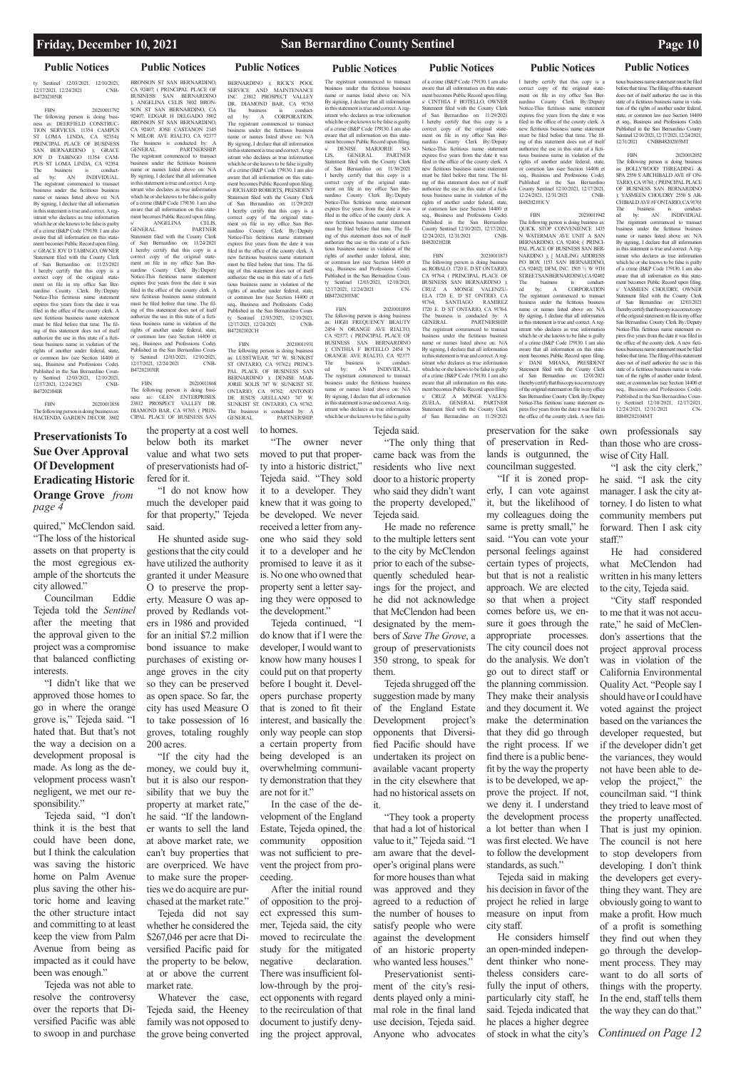## Public Notices

ty Sentinel 12/03/2021, 12/10/2021, 12/17/2021, 12/24/2021 CNB-B47202103IR

FBN 20210011792
The following person is doing business as: DEERFIELD CONSTRUCTION SERVICES 11354 CAMPUS ST LOMA LINDA, CA 92354;( PRINCIPAL PLACE OF BUSINESS SAN BERNARDINO ); GRACE JOY D TABINGO 11354 CAMPUS ST LOMA LINDA, CA 92354.
The business is conducted by: AN INDIVIDUAL.
The registrant commenced to transact business under the fictitious business name or names listed above on: N/A
By signing, I declare that all information in this statement is true and correct. A registrant who declares as true information which he or she knows to be false is guilty of a crime (B&P Code 179130. I am also aware that all information on this statement becomes Public Record upon filing.
s/ GRACE JOY D TABINGO, OWNER
Statement filed with the County Clerk of San Bernardino on: 11/23/2021
I hereby certify that this copy is a correct copy of the original statement on file in my office San Bernardino County Clerk By:/Deputy
Notice-This fictitious name statement expires five years from the date it was filed in the office of the county clerk. A new fictitious business name statement must be filed before that time. The filing of this statement does not of itself authorize the use in this state of a fictitious business name in violation of the rights of another under federal, state, or common law (see Section 14400 et seq., Business and Professions Code). Published in the San Bernardino County Sentinel 12/03/2021, 12/10/2021, 12/17/2021, 12/24/2021 CNB-B47202104IR

FBN 20210011858
The following person is doing business as: HACIENDA GARDEN DECOR. 3802 BRONSON ST SAN BERNARDINO, CA 92407; ( PRINCIPAL PLACE OF BUSINESS SAN BERNARDINO ); ANGELINA CELIS 3802 BRONSON ST SAN BERNARDINO, CA 92407; EDGAR H DELGADO 3802 BRONSON ST SAN BERNARDINO, CA 92407; JOSE CASTANON 2345 N MILOR AVE RIALTO, CA 92377
The business is conducted by: A GENERAL PARTNERSHIP.
The registrant commenced to transact business under the fictitious business name or names listed above on: N/A
By signing, I declare that all information in this statement is true and correct. A registrant who declares as true information which he or she knows to be false is guilty of a crime (B&P Code 179130. I am also aware that all information on this statement becomes Public Record upon filing.
s/ ANGELINA CELIS, GENERAL PARTNER
Statement filed with the County Clerk of San Bernardino on: 11/24/2021
I hereby certify that this copy is a correct copy of the original statement on file in my office San Bernardino County Clerk By:/Deputy
Notice-This fictitious name statement expires five years from the date it was filed in the office of the county clerk. A new fictitious business name statement must be filed before that time. The filing of this statement does not of itself authorize the use in this state of a fictitious business name in violation of the rights of another under federal, state, or common law (see Section 14400 et seq., Business and Professions Code). Published in the San Bernardino County Sentinel 12/03/2021, 12/10/2021, 12/17/2021, 12/24/2021 CNB-B47202103IR

FBN 20210011868
The following person is doing business as: GLEN ENTERPRISES. 23812 PROSPECT VALLEY DR. DIAMOND BAR, CA 91765; ( PRINCIPAL PLACE OF BUSINESS SAN BERNARDINO ); RICK'S POOL SERVICE AND MAINTENANCE INC. 23812 PROSPECT VALLEY DR. DIAMOND BAR, CA 91765
The business is conducted by: A CORPORATION.
The registrant commenced to transact business under the fictitious business name or names listed above on: N/A
By signing, I declare that all information in this statement is true and correct. A registrant who declares as true information which he or she knows to be false is guilty of a crime (B&P Code 179130. I am also aware that all information on this statement becomes Public Record upon filing.
s/ RICHARD ROBERTS, PRESIDENT
Statement filed with the County Clerk of San Bernardino on: 11/29/2021
I hereby certify that this copy is a correct copy of the original statement on file in my office San Bernardino County Clerk By:/Deputy
Notice-This fictitious name statement expires five years from the date it was filed in the office of the county clerk. A new fictitious business name statement must be filed before that time. The filing of this statement does not of itself authorize the use in this state of a fictitious business name in violation of the rights of another under federal, state, or common law (see Section 14400 et seq., Business and Professions Code). Published in the San Bernardino County Sentinel 12/03/2021, 12/10/2021, 12/17/2021, 12/24/2021 CNB-B47202102CH

FBN 20210011931
The following person is doing business as: LUSSTWEAR. 747 W. SUNKIST ST ONTARIO, CA 91762;( PRINCIPAL PLACE OF BUSINESS SAN BERNARDINO ); DENISE MARJORIE SOLIS 747 W. SUNKIST ST. ONTARIO, CA 91762; ANTONIO DE JESUS ARELLANO 747 W. SUNKIST ST. ONTARIO, CA 91762.
The business is conducted by: A GENERAL PARTNERSHIP.
The registrant commenced to transact business under the fictitious business name or names listed above on: N/A
By signing, I declare that all information in this statement is true and correct. A registrant who declares as true information which he or she knows to be false is guilty of a crime (B&P Code 179130. I am also aware that all information on this statement becomes Public Record upon filing.
s/ DENISE MARJORIE SOLIS, GENERAL PARTNER
Statement filed with the County Clerk of San Bernardino on: 11/30/2021
I hereby certify that this copy is a correct copy of the original statement on file in my office San Bernardino County Clerk By:/Deputy
Notice-This fictitious name statement expires five years from the date it was filed in the office of the county clerk. A new fictitious business name statement must be filed before that time. The filing of this statement does not of itself authorize the use in this state of a fictitious business name in violation of the rights of another under federal, state, or common law (see Section 14400 et seq., Business and Professions Code). Published in the San Bernardino County Sentinel 12/03/2021, 12/10/2021, 12/17/2021, 12/24/2021 CNBB47202101MC

FBN 20210011895
The following person is doing business as: HIGH FREQUENCY BEAUTY 2454 N ORANGE AVE RIALTO, CA 92377; ( PRINCIPAL PLACE OF BUSINESS SAN BERNARDINO ); CINTHIA F BOTELLO 2454 N ORANGE AVE RIALTO, CA 92377.
The business is conducted by: AN INDIVIDUAL.
The registrant commenced to transact business under the fictitious business name or names listed above on: N/A
By signing, I declare that all information in this statement is true and correct. A registrant who declares as true information which he or she knows to be false is guilty of a crime (B&P Code 179130. I am also aware that all information on this statement becomes Public Record upon filing.
s/ CINTHIA F BOTELLO, OWNER
Statement filed with the County Clerk of San Bernardino on: 11/29/2021
I hereby certify that this copy is a correct copy of the original statement on file in my office San Bernardino County Clerk By:/Deputy
Notice-This fictitious name statement expires five years from the date it was filed in the office of the county clerk. A new fictitious business name statement must be filed before that time. The filing of this statement does not of itself authorize the use in this state of a fictitious business name in violation of the rights of another under federal, state, or common law (see Section 14400 et seq., Business and Professions Code). Published in the San Bernardino County Sentinel 12/10/2021, 12/17/2021, 12/24/2021, 12/31/2021 CNB-B48202102IR

FBN 20210011873
The following person is doing business as: ROBALO. 1720 E. D ST ONTARIO, CA 91764; ( PRINCIPAL PLACE OF BUSINESS SAN BERNARDINO ); CRUZ A MONGE VALENZUELA 1720 E. D ST ONTRIO, CA 91764; SANTIAGO RAMIREZ 1720 E. D ST ONTARIO, CA 91764.
The business is conducted by: A GENERAL PARTNERSHIP.
The registrant commenced to transact business under the fictitious business name or names listed above on: N/A
By signing, I declare that all information in this statement is true and correct. A registrant who declares as true information which he or she knows to be false is guilty of a crime (B&P Code 179130. I am also aware that all information on this statement becomes Public Record upon filing.
s/ CRUZ A MONGE VALENZUELA, GENERAL PARTNER
Statement filed with the County Clerk of San Bernardino on: 11/29/2021
I hereby certify that this copy is a correct copy of the original statement on file in my office San Bernardino County Clerk By:/Deputy
Notice-This fictitious name statement expires five years from the date it was filed in the office of the county clerk. A new fictitious business name statement must be filed before that time. The filing of this statement does not of itself authorize the use in this state of a fictitious business name in violation of the rights of another under federal, state, or common law (see Section 14400 et seq., Business and Professions Code). Published in the San Bernardino County Sentinel 12/10/2021, 12/17/2021, 12/24/2021, 12/31/2021 CNB-B48202101CV

FBN 20210011942
The following person is doing business as: QUICK STOP CONVENIENCE 1435 N WATERMAN AVE UNIT A SAN BERNARDINO, CA 92404; ( PRINCIPAL PLACE OF BUSINESS SAN BERNARDINO ); [ MAILING ADDRESS PO BOX 1153 SAN BERNARDINO, CA 92402]; DFM, INC. 1505 ½ W 9TH STREET SAN BERNARDINO, CA 92402
The business is conducted by: A CORPORATION.
The registrant commenced to transact business under the fictitious business name or names listed above on: N/A
By signing, I declare that all information in this statement is true and correct. A registrant who declares as true information which he or she knows to be false is guilty of a crime (B&P Code 179130. I am also aware that all information on this statement becomes Public Record upon filing.
s/ DANI MHANA, PRESIDENT
Statement filed with the County Clerk of San Bernardino on: 12/01/2021
I hereby certify that this copy is a correct copy of the original statement on file in my office San Bernardino County Clerk By:/Deputy
Notice-This fictitious name statement expires five years from the date it was filed in the office of the county clerk. A new fictitious business name statement must be filed before that time. The filing of this statement does not of itself authorize the use in this state of a fictitious business name in violation of the rights of another under federal, state, or common law (see Section 14400 et seq., Business and Professions Code). Published in the San Bernardino County Sentinel 12/10/2021, 12/17/2021, 12/24/2021, 12/31/2021 CNBB48202103MT

FBN 20210012052
The following person is doing business as: BOLLYWOOD THREADING & SPA 2550 S ARCHIBALD AVE #F ONTARIO, CA 91761; ( PRINCIPAL PLACE OF BUSINESS SAN BERNARDINO ); YASMEEN CHOUDRY 2550 S ARCHIBALD AVE #F ONTARIO, CA 91761
The business is conducted by: AN INDIVIDUAL.
The registrant commenced to transact business under the fictitious business name or names listed above on: N/A
By signing, I declare that all information in this statement is true and correct. A registrant who declares as true information which he or she knows to be false is guilty of a crime (B&P Code 179130. I am also aware that all information on this statement becomes Public Record upon filing.
s/ YASMEEN CHOUDRY, OWNER
Statement filed with the County Clerk of San Bernardino on: 12/03/2021
I hereby certify that this copy is a correct copy of the original statement on file in my office San Bernardino County Clerk By:/Deputy
Notice-This fictitious name statement expires five years from the date it was filed in the office of the county clerk. A new fictitious business name statement must be filed before that time. The filing of this statement does not of itself authorize the use in this state of a fictitious business name in violation of the rights of another under federal, state, or common law (see Section 14400 et seq., Business and Professions Code). Published in the San Bernardino County Sentinel 12/10/2021, 12/17/2021, 12/24/2021, 12/31/2021 CNBB48202104MT

## Preservationists To Sue Over Approval Of Development Eradicating Historic Orange Grove *from page 4*

quired," McClendon said. "The loss of the historical assets on that property is the most egregious example of the shortcuts the city allowed."

Councilman Eddie Tejeda told the *Sentinel* after the meeting that the approval given to the project was a compromise that balanced conflicting interests.

"I didn't like that we approved those homes to go in where the orange grove is," Tejeda said. "I hated that. But that's not the way a decision on a development proposal is made. As long as the development process wasn't negligent, we met our responsibility."

Tejeda said, "I don't think it is the best that could have been done, but I think the calculation was saving the historic home on Palm Avenue plus saving the other historic home and leaving the other structure intact and committing to at least keep the view from Palm Avenue from being as impacted as it could have been was enough."

Tejeda was not able to resolve the controversy over the reports that Diversified Pacific was able to swoop in and purchase the property at a cost well below both its market value and what two sets of preservationists had offered for it.

"I do not know how much the developer paid for that property," Tejeda said.

He shunted aside suggestions that the city could have utilized the authority granted it under Measure O to preserve the property. Measure O was approved by Redlands voters in 1986 and provided for an initial $7.2 million bond issuance to make purchases of existing orange groves in the city so they can be preserved as open space. So far, the city has used Measure O to take possession of 16 groves, totaling roughly 200 acres.

"If the city had the money, we could buy it, but it is also our responsibility that we buy the property at market rate," he said. "If the landowner wants to sell the land at above market rate, we can't buy properties that are overpriced. We have to make sure the properties we do acquire are purchased at the market rate."

Tejeda did not say whether he considered the $267,046 per acre that Diversified Pacific paid for the property to be below, at or above the current market rate.

Whatever the case, Tejeda said, the Heeney family was not opposed to the grove being converted to homes.

"The owner never moved to put that property into a historic district," Tejeda said. "They sold it to a developer. They knew that it was going to be developed. We never received a letter from anyone who said they sold it to a developer and he promised to leave it as it is. No one who owned that property sent a letter saying they were opposed to the development."

Tejeda continued, "I do know that if I were the developer, I would want to know how many houses I could put on that property before I bought it. Developers purchase property that is zoned to fit their interest, and basically the only way people can stop a certain property from being developed is an overwhelming community demonstration that they are not for it."

In the case of the development of the England Estate, Tejeda opined, the community opposition was not sufficient to prevent the project from proceeding.

After the initial round of opposition to the project expressed this summer, Tejeda said, the city moved to recirculate the study for the mitigated negative declaration. There was insufficient follow-through by the project opponents with regard to the recirculation of that document to justify denying the project approval, Tejeda said.

"The only thing that came back was from the residents who live next door to a historic property who said they didn't want the property developed," Tejeda said.

He made no reference to the multiple letters sent to the city by McClendon prior to each of the subsequently scheduled hearings for the project, and he did not acknowledge that McClendon had been designated by the members of *Save The Grove*, a group of preservationists 350 strong, to speak for them.

Tejeda shrugged off the suggestion made by many of the England Estate Development project's opponents that Diversified Pacific should have undertaken its project on available vacant property in the city elsewhere that had no historical assets on it.

"They took a property that had a lot of historical value to it," Tejeda said. "I am aware that the developer's original plans were for more houses than what was approved and they agreed to a reduction of the number of houses to satisfy people who were against the development of an historic property who wanted less houses."

Preservationist sentiment of the city's residents played only a minimal role in the final land use decision, Tejeda said. Anyone who advocates preservation for the sake of preservation in Redlands is outgunned, the councilman suggested.

"If it is zoned properly, I can vote against it, but the likelihood of my colleagues doing the same is pretty small," he said. "You can vote your personal feelings against certain types of projects, but that is not a realistic approach. We are elected so that when a project comes before us, we ensure it goes through the appropriate processes. The city council does not do the analysis. We don't go out to direct staff or the planning commission. They make their analysis and they document it. We make the determination that they did go through the right process. If we find there is a public benefit by the way the property is to be developed, we approve the project. If not, we deny it. I understand the development process a lot better than when I was first elected. We have to follow the development standards, as such."

Tejeda said in making his decision in favor of the project he relied in large measure on input from city staff.

He considers himself an open-minded independent thinker who nonetheless considers carefully the input of others, particularly city staff, he said. Tejeda indicated that he places a higher degree of stock in what the city's own professionals say than those who are cross-wise of City Hall.

"I ask the city clerk," he said. "I ask the city manager. I ask the city attorney. I do listen to what community members put forward. Then I ask city staff."

He had considered what McClendon had written in his many letters to the city, Tejeda said.

"City staff responded to me that it was not accurate," he said of McClendon's assertions that the project approval process was in violation of the California Environmental Quality Act. "People say I should have or I could have voted against the project based on the variances the developer requested, but if the developer didn't get the variances, they would not have been able to develop the project," the councilman said. "I think they tried to leave most of the property unaffected. That is just my opinion. The council is not here to stop developers from developing. I don't think the developers get everything they want. They are obviously going to want to make a profit. How much of a profit is something they find out when they go through the development process. They may want to do all sorts of things with the property. In the end, staff tells them the way they can do that."

*Continued on Page 12*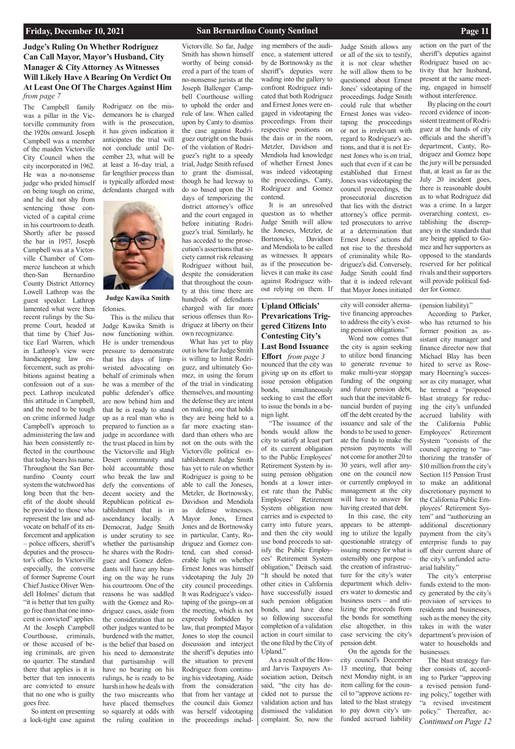## Judge's Ruling On Whether Rodriguez Can Call Mayor, Mayor's Husband, City Manager & City Attorney As Witnesses Will Likely Have A Bearing On Verdict On At Least One Of The Charges Against Him

*from page 7*

The Campbell family was a pillar in the Victorville community from the 1920s onward. Joseph Campbell was a member of the maiden Victorville City Council when the city incorporated in 1962. He was a no-nonsense judge who prided himself on being tough on crime, and he did not shy from sentencing those convicted of a capital crime in his courtroom to death. Shortly after he passed the bar in 1957, Joseph Campbell was at a Victorville Chamber of Commerce luncheon at which then-San Bernardino County District Attorney Lowell Lathrop was the guest speaker. Lathrop lamented what were then recent rulings by the Supreme Court, headed at that time by Chief Justice Earl Warren, which in Lathrop's view were handicapping law enforcement, such as prohibitions against beating a confession out of a suspect. Lathrop inculcated this attitude in Campbell, and the need to be tough on crime informed Judge Campbell's approach to administering the law and has been consistently reflected in the courthouse that today bears his name. Throughout the San Bernardino County court system the watchword has long been that the benefit of the doubt should be provided to those who represent the law and advocate on behalf of its enforcement and application – police officers, sheriff's deputies and the prosecutor's office. In Victorville especially, the converse of former Supreme Court Chief Justice Oliver Wendell Holmes' dictum that "it is better that ten guilty go free than that one innocent is convicted" applies. At the Joseph Campbell Courthouse, criminals, or those accused of being criminals, are given no quarter. The standard there that applies is it is better that ten innocents are convicted to ensure that no one who is guilty goes free.

So intent on presenting a lock-tight case against Rodriguez on the misdemeanors he is charged with is the prosecution, it has given indication it anticipates the trial will not conclude until December 23, what will be at least a 16-day trial, a far lengthier process than is typically afforded most defendants charged with felonies.

Judge Kawika Smith

This is the milieu that Judge Kawika Smith is now functioning within. He is under tremendous pressure to demonstrate that his days of limp-wristed advocating on behalf of criminals when he was a member of the public defender's office are now behind him and that he is ready to stand up as a real man who is prepared to function as a judge in accordance with the trust placed in him by the Victorville and High Desert community and hold accountable those who break the law and defy the conventions of decent society and the Republican political establishment that is in ascendancy locally. A Democrat, Judge Smith is under scrutiny to see whether the partisanship he shares with the Rodriguez and Gomez defendants will have any bearing on the way he runs his courtroom. One of the reasons he was saddled with the Gomez and Rodriguez cases, aside from the consideration that no other judges wanted to be burdened with the matter, is the belief that based on his need to demonstrate that partisanship will have no bearing on his rulings, he is ready to be harsh in how he deals with the two miscreants who have placed themselves so squarely at odds with the ruling coalition in Victorville. So far, Judge Smith has shown himself worthy of being considered a part of the team of no-nonsense jurists at the Joseph Ballenger Campbell Courthouse willing to uphold the order and rule of law. When called upon by Canty to dismiss the case against Rodriguez outright on the basis of the violation of Rodriguez's right to a speedy trial, Judge Smith refused to grant the dismissal, though he had leeway to do so based upon the 31 days of temporizing the district attorney's office and the court engaged in before initiating Rodriguez's trial. Similarly, he has acceded to the prosecution's assertions that society cannot risk releasing Rodriguez without bail, despite the consideration that throughout the county at this time there are hundreds of defendants charged with far more serious offenses than Rodriguez at liberty on their own recognizance.

What has yet to play out is how far Judge Smith is willing to limit Rodriguez, and ultimately Gomez, in using the forum of the trial in vindicating themselves, and mounting the defense they are intent on making, one that holds they are being held to a far more exacting standard than others who are not on the outs with the Victorville political establishment. Judge Smith has yet to rule on whether Rodriguez is going to be able to call the Joneses, Metzler, de Bortnowsky, Davidson and Mendiola as defense witnesses. Mayor Jones, Ernest Jones and de Bortnowsky in particular, Canty, Rodriguez and Gomez contend, can shed considerable light on whether Ernest Jones was himself videotaping the July 20 city council proceedings. It was Rodriguez's videotaping of the goings-on at the meeting, which is not expressly forbidden by law, that prompted Mayor Jones to stop the council discussion and interject the sheriff's deputies into the situation to prevent Rodriguez from continuing his videotaping. Aside from the consideration that from her vantage at the council dais Gomez was herself videotaping the proceedings including members of the audience, a statement uttered by de Bortnowsky as the sheriff's deputies were wading into the gallery to confront Rodriguez indicated that both Rodriguez and Ernest Jones were engaged in videotaping the proceedings. From their respective positions on the dais or in the room, Metzler, Davidson and Mendiola had knowledge of whether Ernest Jones was indeed videotaping the proceedings, Canty, Rodriguez and Gomez contend.

It is an unresolved question as to whether Judge Smith will allow the Joneses, Metzler, de Bortnowsky, Davidson and Mendiola to be called as witnesses. It appears as if the prosecution believes it can make its case against Rodriguez without relying on them. If Judge Smith allows any or all of the six to testify, it is not clear whether he will allow them to be questioned about Ernest Jones' videotaping of the proceedings. Judge Smith could rule that whether Ernest Jones was videotaping the proceedings or not is irrelevant with regard to Rodriguez's actions, and that it is not Ernest Jones who is on trial, such that even if it can be established that Ernest Jones was videotaping the council proceedings, the prosecutorial discretion that lies with the district attorney's office permitted prosecutors to arrive at a determination that Ernest Jones' actions did not rise to the threshold of criminality while Rodriguez's did. Conversely, Judge Smith could find that it is indeed relevant that Mayor Jones initiated action on the part of the sheriff's deputies against Rodriguez based on activity that her husband, present at the same meeting, engaged in himself without interference.

By placing on the court record evidence of inconsistent treatment of Rodriguez at the hands of city officials and the sheriff's department, Canty, Rodriguez and Gomez hope the jury will be persuaded that, at least as far as the July 20 incident goes, there is reasonable doubt as to what Rodriguez did was a crime. In a larger overarching context, establishing the discrepancy in the standards that are being applied to Gomez and her supporters as opposed to the standards reserved for her political rivals and their supporters will provide political fodder for Gomez.

## Upland Officials' Prevarications Triggered Citizens Into Contesting City's Last Bond Issuance Effort

*from page 3*

nounced that the city was giving up on its effort to issue pension obligation bonds, simultaneously seeking to cast the effort to issue the bonds in a benign light.

"The issuance of the bonds would allow the city to satisfy at least part of its current obligation to the Public Employees' Retirement System by issuing pension obligation bonds at a lower interest rate than the Public Employees' Retirement System obligation now carries and is expected to carry into future years, and then the city would use bond proceeds to satisfy the Public Employees' Retirement System obligation," Deitsch said. "It should be noted that other cities in California have successfully issued such pension obligation bonds, and have done so following successful completion of a validation action in court similar to the one filed by the City of Upland."

As a result of the Howard Jarvis Taxpayers Association action, Deitsch said, "the city has decided not to pursue the validation action and has dismissed the validation complaint. So, now the city will consider alternative financing approaches to address the city's existing pension obligations."

Word now comes that the city is again seeking to utilize bond financing to generate revenue to make multi-year stopgap funding of the ongoing and future pension debt, such that the inevitable financial burden of paying off the debt created by the issuance and sale of the bonds to be used to generate the funds to make the pension payments will not come for another 20 to 30 years, well after anyone on the council now or currently employed in management at the city will have to answer for having created that debt.

In this case, the city appears to be attempting to utilize the legally questionable strategy of issuing money for what is ostensibly one purpose – the creation of infrastructure for the city's water department which delivers water to domestic and business users – and utilizing the proceeds from the bonds for something else altogether, in this case servicing the city's pension debt.

On the agenda for the city council's December 13 meeting, that being next Monday night, is an item calling for the council to "approve actions related to the blast strategy to pay down city's unfunded accrued liability (pension liability)."

According to Parker, who has returned to his former position as assistant city manager and finance director now that Michael Blay has been hired to serve as Rosemary Hoerning's successor as city manager, what he termed a "proposed blast strategy for reducing the city's unfunded accrued liability with the California Public Employees' Retirement System "consists of the council agreeing to "authorizing the transfer of $10 million from the city's Section 115 Pension Trust to make an additional discretionary payment to the California Public Employees' Retirement System" and "authorizing an additional discretionary payment from the city's enterprise funds to pay off their current share of the city's unfunded actuarial liability."

The city's enterprise funds extend to the money generated by the city's provision of services to residents and businesses, such as the money the city takes in with the water department's provision of water to households and businesses.

The blast strategy further consists of, according to Parker "approving a revised pension funding policy," together with "a revised investment policy." Thereafter, ac-

*Continued on Page 12*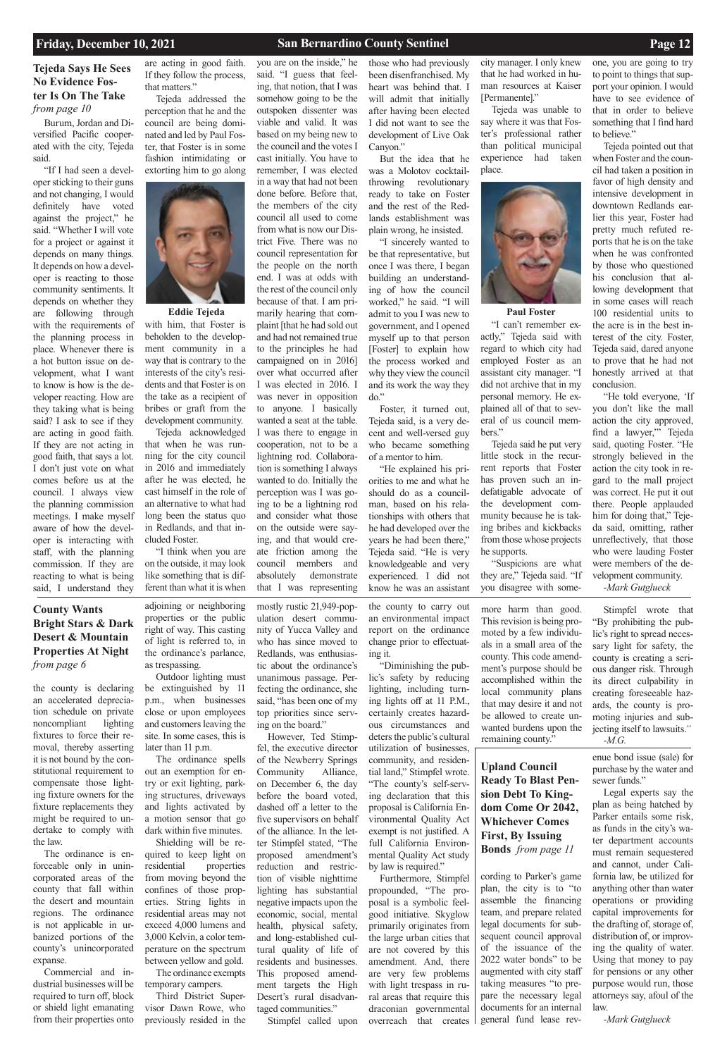## Tejeda Says He Sees No Evidence Foster Is On The Take

*from page 10*

Burum, Jordan and Diversified Pacific cooperated with the city, Tejeda said.

"If I had seen a developer sticking to their guns and not changing, I would definitely have voted against the project," he said. "Whether I will vote for a project or against it depends on many things. It depends on how a developer is reacting to those community sentiments. It depends on whether they are following through with the requirements of the planning process in place. Whenever there is a hot button issue on development, what I want to know is how is the developer reacting. How are they taking what is being said? I ask to see if they are acting in good faith. If they are not acting in good faith, that says a lot. I don't just vote on what comes before us at the council. I always view the planning commission meetings. I make myself aware of how the developer is interacting with staff, with the planning commission. If they are reacting to what is being said, I understand they are acting in good faith. If they follow the process, that matters."

Tejeda addressed the perception that he and the council are being dominated and led by Paul Foster, that Foster is in some fashion intimidating or extorting him to go along with him, that Foster is beholden to the development community in a way that is contrary to the interests of the city's residents and that Foster is on the take as a recipient of bribes or graft from the development community.

**Eddie Tejeda**

Tejeda acknowledged that when he was running for the city council in 2016 and immediately after he was elected, he cast himself in the role of an alternative to what had long been the status quo in Redlands, and that included Foster.

"I think when you are on the outside, it may look like something that is different than what it is when you are on the inside," he said. "I guess that feeling, that notion, that I was somehow going to be the outspoken dissenter was viable and valid. It was based on my being new to the council and the votes I cast initially. You have to remember, I was elected in a way that had not been done before. Before that, the members of the city council all used to come from what is now our District Five. There was no council representation for the people on the north end. I was at odds with the rest of the council only because of that. I am primarily hearing that complaint [that he had sold out and had not remained true to the principles he had campaigned on in 2016] over what occurred after I was elected in 2016. I was never in opposition to anyone. I basically wanted a seat at the table. I was there to engage in cooperation, not to be a lightning rod. Collaboration is something I always wanted to do. Initially the perception was I was going to be a lightning rod and consider what those on the outside were saying, and that would create friction among the council members and absolutely demonstrate that I was representing those who had previously been disenfranchised. My heart was behind that. I will admit that initially after having been elected I did not want to see the development of Live Oak Canyon."

But the idea that he was a Molotov cocktail-throwing revolutionary ready to take on Foster and the rest of the Redlands establishment was plain wrong, he insisted.

"I sincerely wanted to be that representative, but once I was there, I began building an understanding of how the council worked," he said. "I will admit to you I was new to government, and I opened myself up to that person [Foster] to explain how the process worked and why they view the council and its work the way they do."

Foster, it turned out, Tejeda said, is a very decent and well-versed guy who became something of a mentor to him.

"He explained his priorities to me and what he should do as a councilman, based on his relationships with others that he had developed over the years he had been there," Tejeda said. "He is very knowledgeable and very experienced. I did not know he was an assistant city manager. I only knew that he had worked in human resources at Kaiser [Permanente]."

Tejeda was unable to say where it was that Foster's professional rather than political municipal experience had taken place.

**Paul Foster**

"I can't remember exactly," Tejeda said with regard to which city had employed Foster as an assistant city manager. "I did not archive that in my personal memory. He explained all of that to several of us council members."

Tejeda said he put very little stock in the recurrent reports that Foster has proven such an indefatigable advocate of the development community because he is taking bribes and kickbacks from those whose projects he supports.

"Suspicions are what they are," Tejeda said. "If you disagree with someone, you are going to try to point to things that support your opinion. I would have to see evidence of that in order to believe something that I find hard to believe."

Tejeda pointed out that when Foster and the council had taken a position in favor of high density and intensive development in downtown Redlands earlier this year, Foster had pretty much refuted reports that he is on the take when he was confronted by those who questioned his conclusion that allowing development that in some cases will reach 100 residential units to the acre is in the best interest of the city. Foster, Tejeda said, dared anyone to prove that he had not honestly arrived at that conclusion.

"He told everyone, 'If you don't like the mall action the city approved, find a lawyer,'" Tejeda said, quoting Foster. "He strongly believed in the action the city took in regard to the mall project was correct. He put it out there. People applauded him for doing that," Tejeda said, omitting, rather unreflectively, that those who were lauding Foster were members of the development community.

*-Mark Gutglueck*

## County Wants Bright Stars & Dark Desert & Mountain Properties At Night

*from page 6*

the county is declaring an accelerated depreciation schedule on private noncompliant lighting fixtures to force their removal, thereby asserting it is not bound by the constitutional requirement to compensate those lighting fixture owners for the fixture replacements they might be required to undertake to comply with the law.

The ordinance is enforceable only in unincorporated areas of the county that fall within the desert and mountain regions. The ordinance is not applicable in urbanized portions of the county's unincorporated expanse.

Commercial and industrial businesses will be required to turn off, block or shield light emanating from their properties onto adjoining or neighboring properties or the public right of way. This casting of light is referred to, in the ordinance's parlance, as trespassing.

Outdoor lighting must be extinguished by 11 p.m., when businesses close or upon employees and customers leaving the site. In some cases, this is later than 11 p.m.

The ordinance spells out an exemption for entry or exit lighting, parking structures, driveways and lights activated by a motion sensor that go dark within five minutes.

Shielding will be required to keep light on residential properties from moving beyond the confines of those properties. String lights in residential areas may not exceed 4,000 lumens and 3,000 Kelvin, a color temperature on the spectrum between yellow and gold.

The ordinance exempts temporary campers.

Third District Supervisor Dawn Rowe, who previously resided in the mostly rustic 21,949-population desert community of Yucca Valley and who has since moved to Redlands, was enthusiastic about the ordinance's unanimous passage. Perfecting the ordinance, she said, "has been one of my top priorities since serving on the board."

However, Ted Stimpfel, the executive director of the Newberry Springs Community Alliance, on December 6, the day before the board voted, dashed off a letter to the five supervisors on behalf of the alliance. In the letter Stimpfel stated, "The proposed amendment's reduction and restriction of visible nighttime lighting has substantial negative impacts upon the economic, social, mental health, physical safety, and long-established cultural quality of life of residents and businesses. This proposed amendment targets the High Desert's rural disadvantaged communities."

Stimpfel called upon the county to carry out an environmental impact report on the ordinance change prior to effectuating it.

"Diminishing the public's safety by reducing lighting, including turning lights off at 11 P.M., certainly creates hazardous circumstances and deters the public's cultural utilization of businesses, community, and residential land," Stimpfel wrote. "The county's self-serving declaration that this proposal is California Environmental Quality Act exempt is not justified. A full California Environmental Quality Act study by law is required."

Furthermore, Stimpfel propounded, "The proposal is a symbolic feel-good initiative. Skyglow primarily originates from the large urban cities that are not covered by this amendment. And, there are very few problems with light trespass in rural areas that require this draconian governmental overreach that creates more harm than good. This revision is being promoted by a few individuals in a small area of the county. This code amendment's purpose should be accomplished within the local community plans that may desire it and not be allowed to create unwanted burdens upon the remaining county."

Stimpfel wrote that "By prohibiting the public's right to spread necessary light for safety, the county is creating a serious danger risk. Through its direct culpability in creating foreseeable hazards, the county is promoting injuries and subjecting itself to lawsuits."

*-M.G.*

## Upland Council Ready To Blast Pension Debt To Kingdom Come Or 2042, Whichever Comes First, By Issuing Bonds

*from page 11*

cording to Parker's game plan, the city is to "to assemble the financing team, and prepare related legal documents for subsequent council approval of the issuance of the 2022 water bonds" to be augmented with city staff taking measures "to prepare the necessary legal documents for an internal general fund lease revenue bond issue (sale) for purchase by the water and sewer funds."

Legal experts say the plan as being hatched by Parker entails some risk, as funds in the city's water department accounts must remain sequestered and cannot, under California law, be utilized for anything other than water operations or providing capital improvements for the drafting of, storage of, distribution of, or improving the quality of water. Using that money to pay for pensions or any other purpose would run, those attorneys say, afoul of the law.

*-Mark Gutglueck*